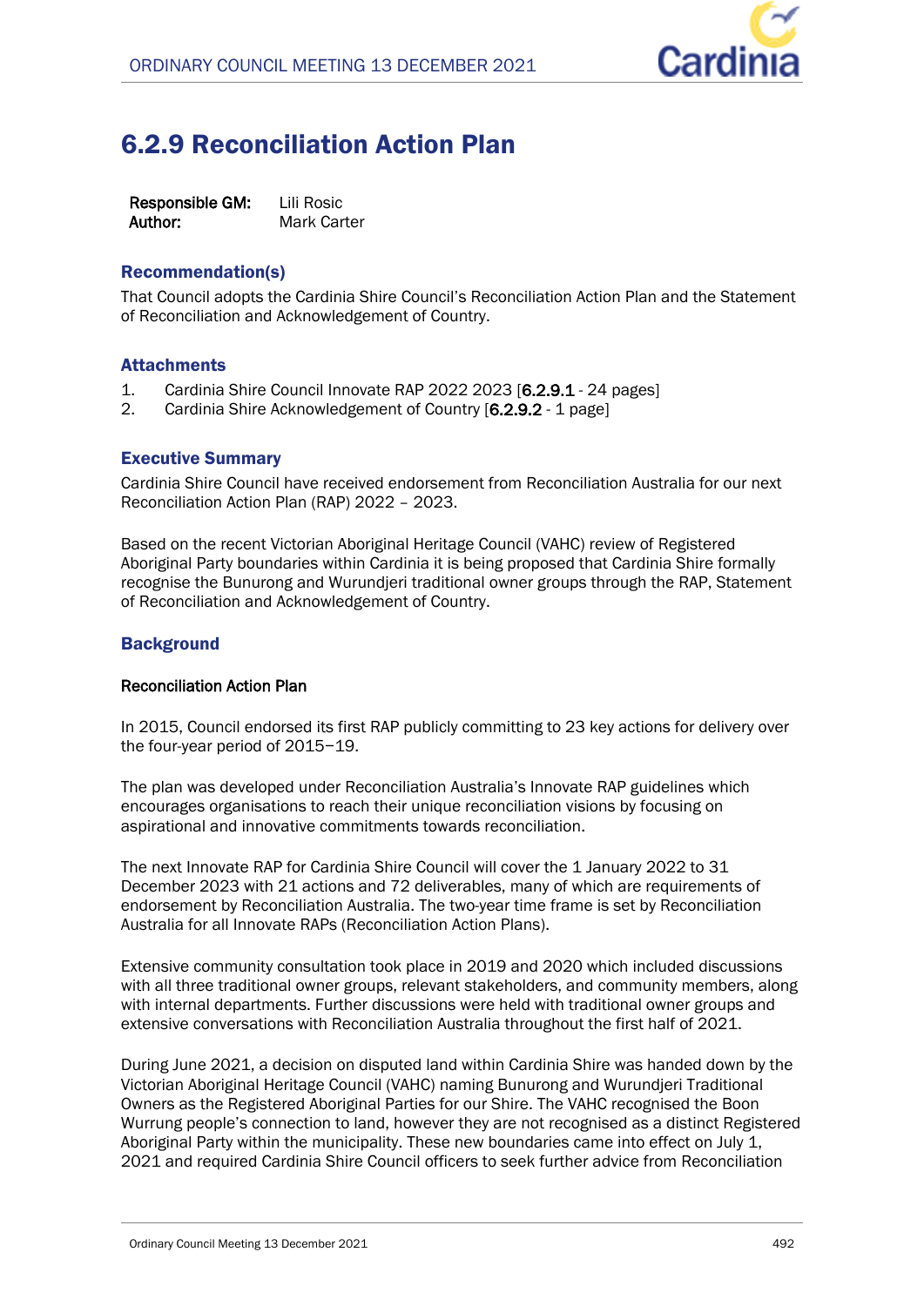# 6.2.9 Reconciliation Action Plan

**Responsible GM:** Lili Rosic
**Author:** Mark Carter

## Recommendation(s)

That Council adopts the Cardinia Shire Council's Reconciliation Action Plan and the Statement of Reconciliation and Acknowledgement of Country.

## Attachments

1. Cardinia Shire Council Innovate RAP 2022 2023 [6.2.9.1 - 24 pages]
2. Cardinia Shire Acknowledgement of Country [6.2.9.2 - 1 page]

## Executive Summary

Cardinia Shire Council have received endorsement from Reconciliation Australia for our next Reconciliation Action Plan (RAP) 2022 – 2023.

Based on the recent Victorian Aboriginal Heritage Council (VAHC) review of Registered Aboriginal Party boundaries within Cardinia it is being proposed that Cardinia Shire formally recognise the Bunurong and Wurundjeri traditional owner groups through the RAP, Statement of Reconciliation and Acknowledgement of Country.

## Background

### Reconciliation Action Plan

In 2015, Council endorsed its first RAP publicly committing to 23 key actions for delivery over the four-year period of 2015–19.

The plan was developed under Reconciliation Australia's Innovate RAP guidelines which encourages organisations to reach their unique reconciliation visions by focusing on aspirational and innovative commitments towards reconciliation.

The next Innovate RAP for Cardinia Shire Council will cover the 1 January 2022 to 31 December 2023 with 21 actions and 72 deliverables, many of which are requirements of endorsement by Reconciliation Australia. The two-year time frame is set by Reconciliation Australia for all Innovate RAPs (Reconciliation Action Plans).

Extensive community consultation took place in 2019 and 2020 which included discussions with all three traditional owner groups, relevant stakeholders, and community members, along with internal departments. Further discussions were held with traditional owner groups and extensive conversations with Reconciliation Australia throughout the first half of 2021.

During June 2021, a decision on disputed land within Cardinia Shire was handed down by the Victorian Aboriginal Heritage Council (VAHC) naming Bunurong and Wurundjeri Traditional Owners as the Registered Aboriginal Parties for our Shire. The VAHC recognised the Boon Wurrung people's connection to land, however they are not recognised as a distinct Registered Aboriginal Party within the municipality. These new boundaries came into effect on July 1, 2021 and required Cardinia Shire Council officers to seek further advice from Reconciliation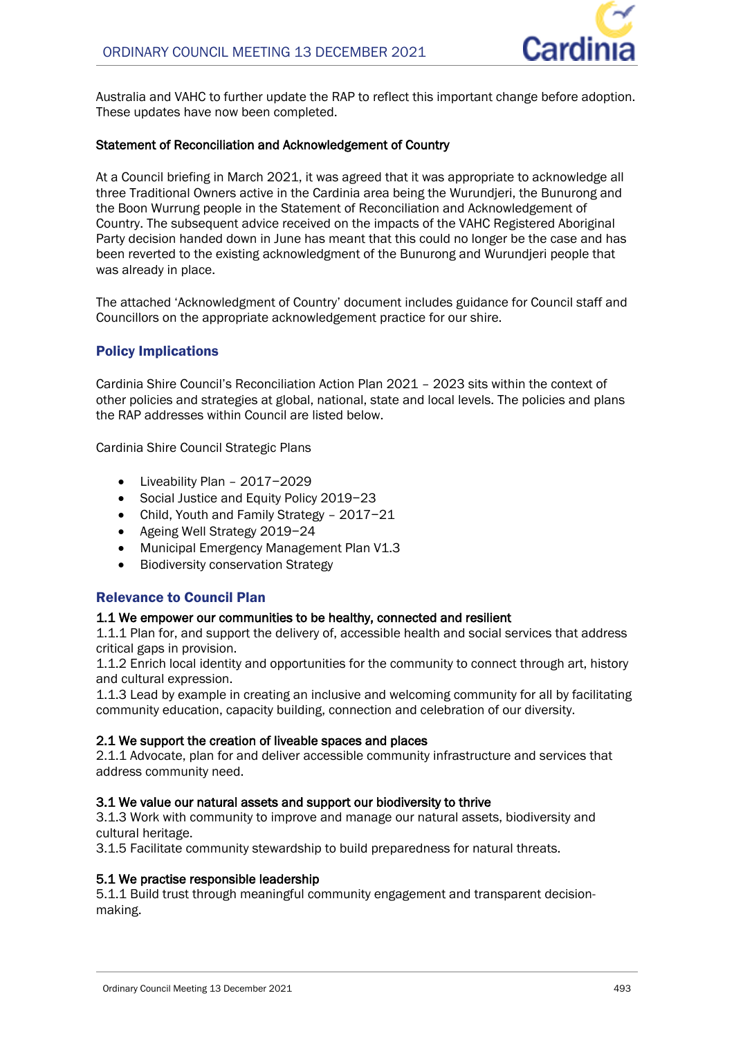Australia and VAHC to further update the RAP to reflect this important change before adoption. These updates have now been completed.

**Statement of Reconciliation and Acknowledgement of Country**

At a Council briefing in March 2021, it was agreed that it was appropriate to acknowledge all three Traditional Owners active in the Cardinia area being the Wurundjeri, the Bunurong and the Boon Wurrung people in the Statement of Reconciliation and Acknowledgement of Country. The subsequent advice received on the impacts of the VAHC Registered Aboriginal Party decision handed down in June has meant that this could no longer be the case and has been reverted to the existing acknowledgment of the Bunurong and Wurundjeri people that was already in place.

The attached 'Acknowledgment of Country' document includes guidance for Council staff and Councillors on the appropriate acknowledgement practice for our shire.

## Policy Implications

Cardinia Shire Council's Reconciliation Action Plan 2021 – 2023 sits within the context of other policies and strategies at global, national, state and local levels. The policies and plans the RAP addresses within Council are listed below.

Cardinia Shire Council Strategic Plans

- Liveability Plan – 2017–2029
- Social Justice and Equity Policy 2019–23
- Child, Youth and Family Strategy – 2017–21
- Ageing Well Strategy 2019–24
- Municipal Emergency Management Plan V1.3
- Biodiversity conservation Strategy

## Relevance to Council Plan

**1.1 We empower our communities to be healthy, connected and resilient**

1.1.1 Plan for, and support the delivery of, accessible health and social services that address critical gaps in provision.

1.1.2 Enrich local identity and opportunities for the community to connect through art, history and cultural expression.

1.1.3 Lead by example in creating an inclusive and welcoming community for all by facilitating community education, capacity building, connection and celebration of our diversity.

**2.1 We support the creation of liveable spaces and places**

2.1.1 Advocate, plan for and deliver accessible community infrastructure and services that address community need.

**3.1 We value our natural assets and support our biodiversity to thrive**

3.1.3 Work with community to improve and manage our natural assets, biodiversity and cultural heritage.

3.1.5 Facilitate community stewardship to build preparedness for natural threats.

**5.1 We practise responsible leadership**

5.1.1 Build trust through meaningful community engagement and transparent decision-making.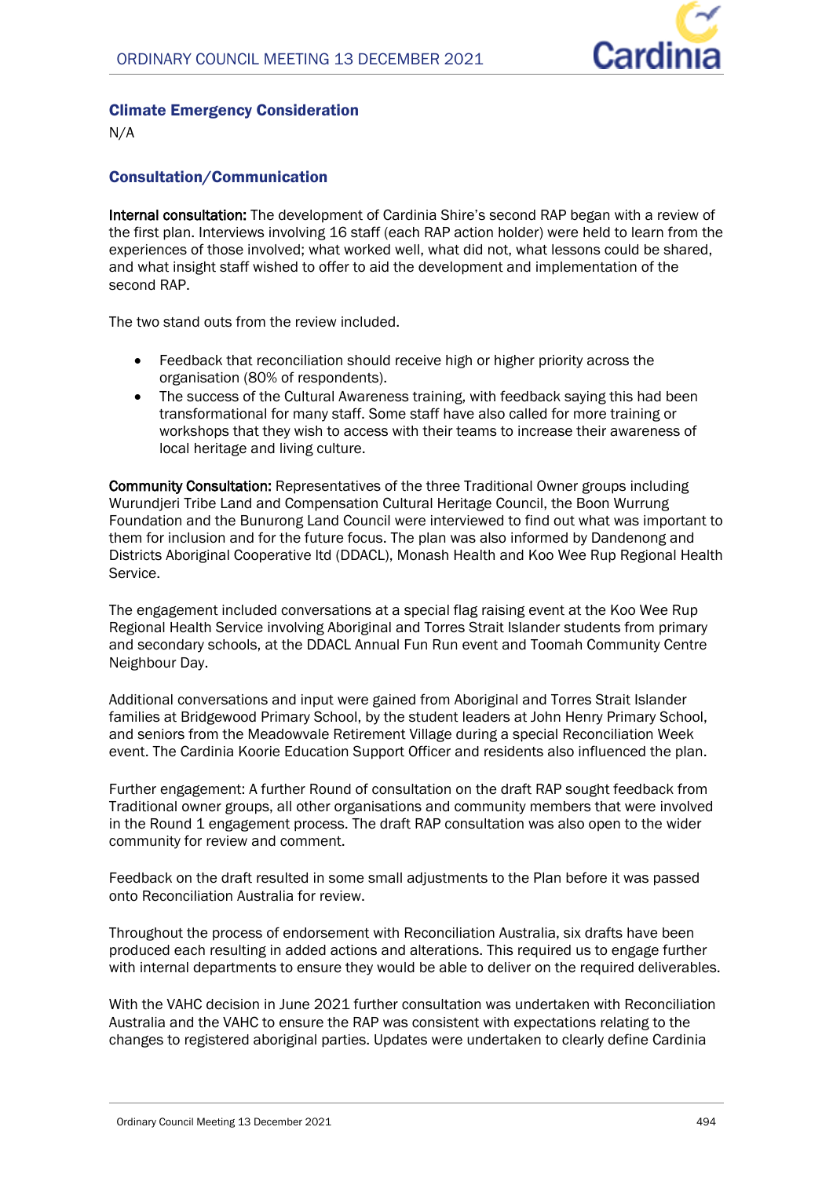### Climate Emergency Consideration

N/A

### Consultation/Communication

**Internal consultation:** The development of Cardinia Shire's second RAP began with a review of the first plan. Interviews involving 16 staff (each RAP action holder) were held to learn from the experiences of those involved; what worked well, what did not, what lessons could be shared, and what insight staff wished to offer to aid the development and implementation of the second RAP.

The two stand outs from the review included.

- Feedback that reconciliation should receive high or higher priority across the organisation (80% of respondents).
- The success of the Cultural Awareness training, with feedback saying this had been transformational for many staff. Some staff have also called for more training or workshops that they wish to access with their teams to increase their awareness of local heritage and living culture.

**Community Consultation:** Representatives of the three Traditional Owner groups including Wurundjeri Tribe Land and Compensation Cultural Heritage Council, the Boon Wurrung Foundation and the Bunurong Land Council were interviewed to find out what was important to them for inclusion and for the future focus. The plan was also informed by Dandenong and Districts Aboriginal Cooperative ltd (DDACL), Monash Health and Koo Wee Rup Regional Health Service.

The engagement included conversations at a special flag raising event at the Koo Wee Rup Regional Health Service involving Aboriginal and Torres Strait Islander students from primary and secondary schools, at the DDACL Annual Fun Run event and Toomah Community Centre Neighbour Day.

Additional conversations and input were gained from Aboriginal and Torres Strait Islander families at Bridgewood Primary School, by the student leaders at John Henry Primary School, and seniors from the Meadowvale Retirement Village during a special Reconciliation Week event. The Cardinia Koorie Education Support Officer and residents also influenced the plan.

Further engagement: A further Round of consultation on the draft RAP sought feedback from Traditional owner groups, all other organisations and community members that were involved in the Round 1 engagement process. The draft RAP consultation was also open to the wider community for review and comment.

Feedback on the draft resulted in some small adjustments to the Plan before it was passed onto Reconciliation Australia for review.

Throughout the process of endorsement with Reconciliation Australia, six drafts have been produced each resulting in added actions and alterations. This required us to engage further with internal departments to ensure they would be able to deliver on the required deliverables.

With the VAHC decision in June 2021 further consultation was undertaken with Reconciliation Australia and the VAHC to ensure the RAP was consistent with expectations relating to the changes to registered aboriginal parties. Updates were undertaken to clearly define Cardinia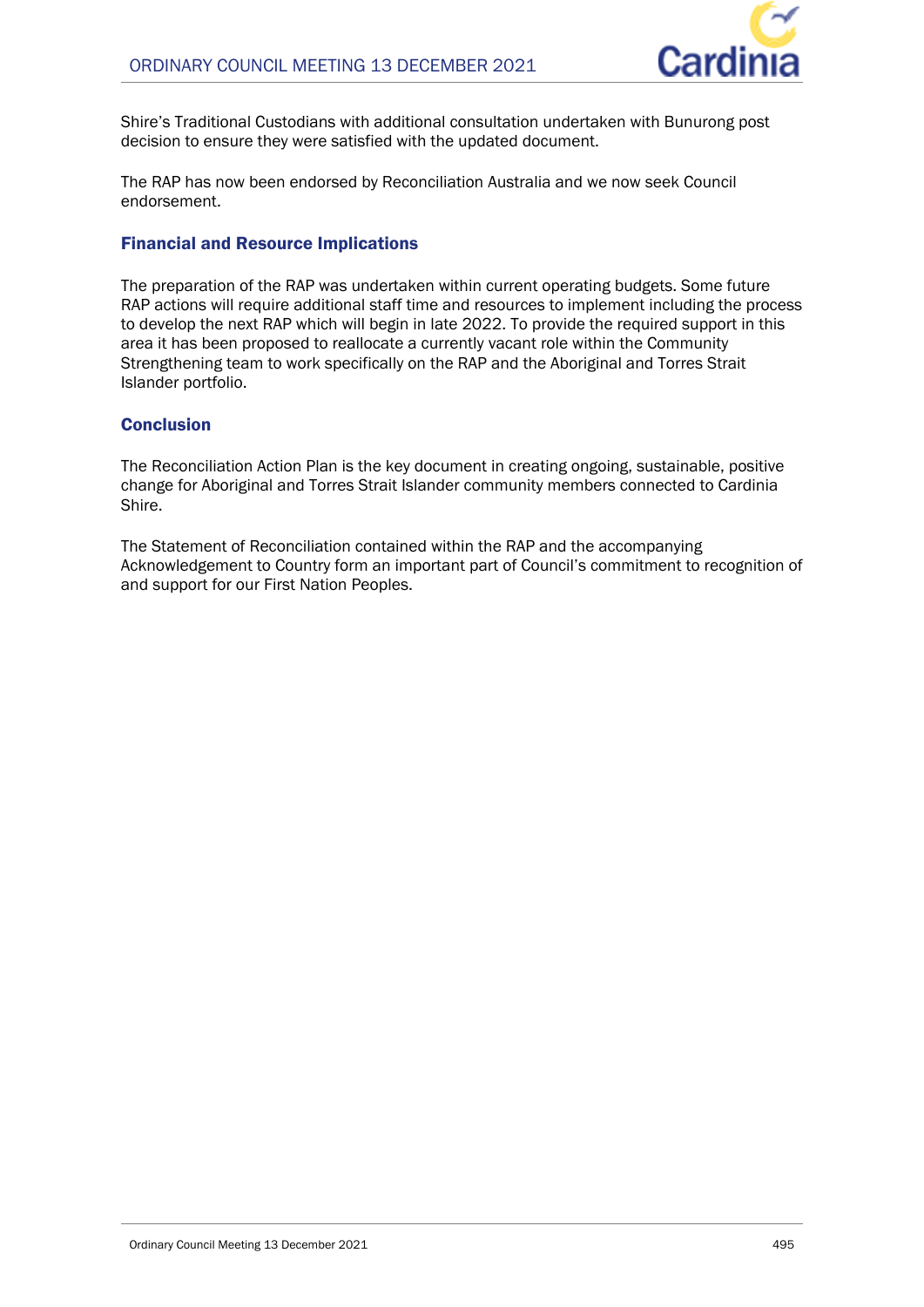Shire's Traditional Custodians with additional consultation undertaken with Bunurong post decision to ensure they were satisfied with the updated document.

The RAP has now been endorsed by Reconciliation Australia and we now seek Council endorsement.

### Financial and Resource Implications

The preparation of the RAP was undertaken within current operating budgets. Some future RAP actions will require additional staff time and resources to implement including the process to develop the next RAP which will begin in late 2022. To provide the required support in this area it has been proposed to reallocate a currently vacant role within the Community Strengthening team to work specifically on the RAP and the Aboriginal and Torres Strait Islander portfolio.

### Conclusion

The Reconciliation Action Plan is the key document in creating ongoing, sustainable, positive change for Aboriginal and Torres Strait Islander community members connected to Cardinia Shire.

The Statement of Reconciliation contained within the RAP and the accompanying Acknowledgement to Country form an important part of Council's commitment to recognition of and support for our First Nation Peoples.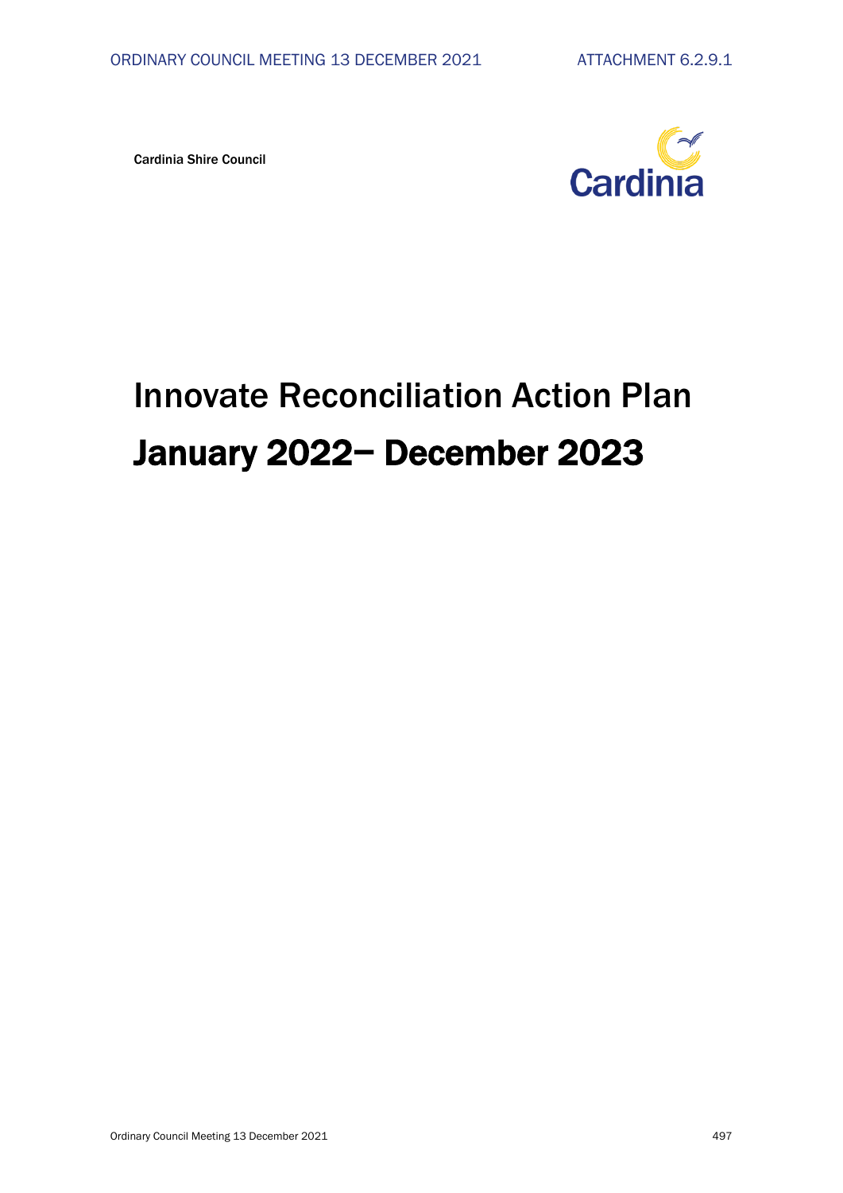Cardinia Shire Council

# Innovate Reconciliation Action Plan

# January 2022– December 2023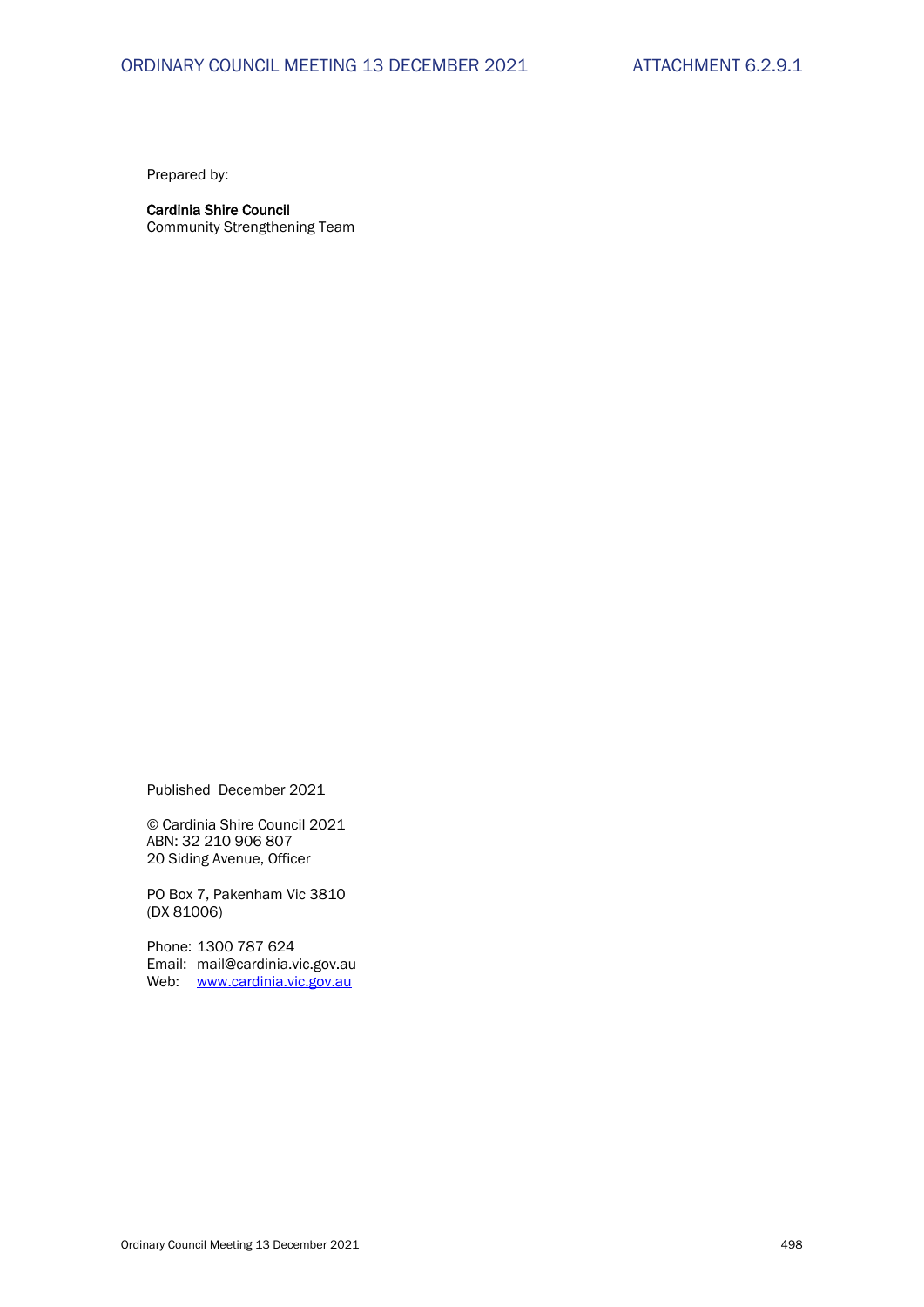Prepared by:

**Cardinia Shire Council**
Community Strengthening Team

Published December 2021

© Cardinia Shire Council 2021
ABN: 32 210 906 807
20 Siding Avenue, Officer

PO Box 7, Pakenham Vic 3810
(DX 81006)

Phone: 1300 787 624
Email: mail@cardinia.vic.gov.au
Web: www.cardinia.vic.gov.au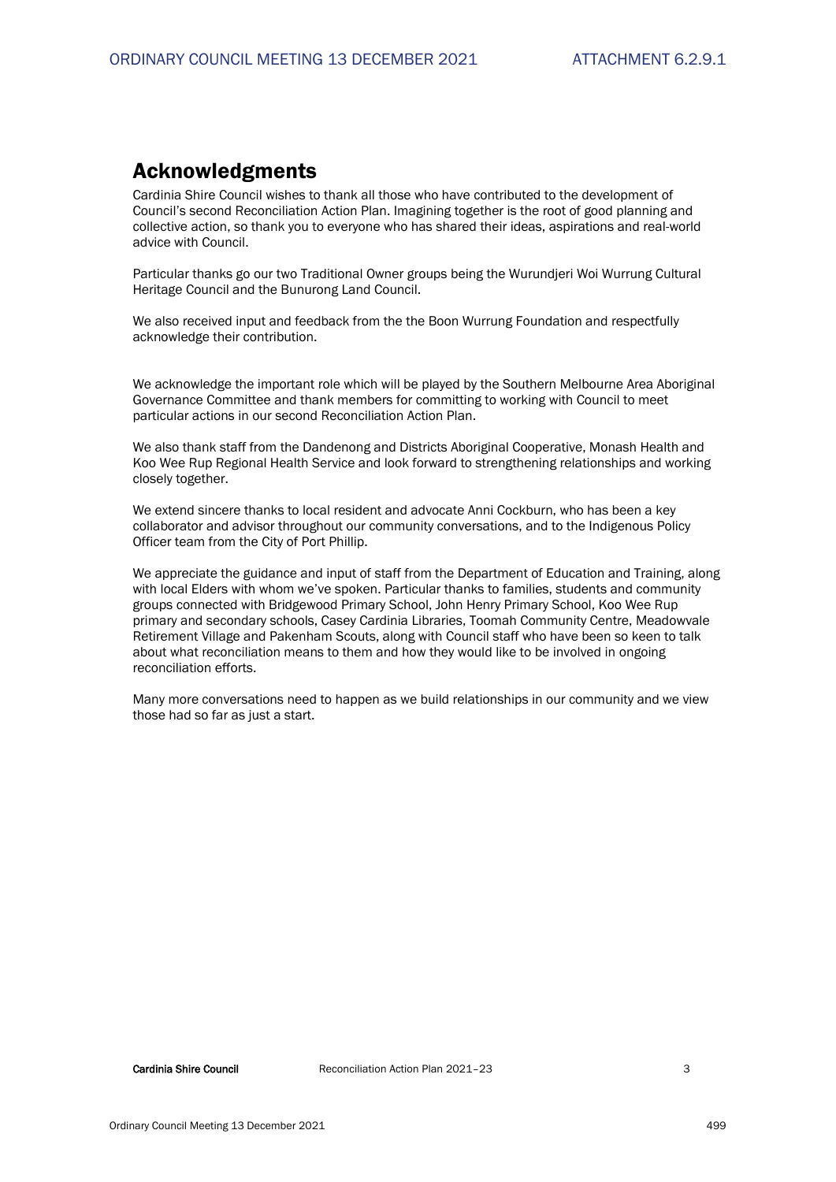## Acknowledgments

Cardinia Shire Council wishes to thank all those who have contributed to the development of Council's second Reconciliation Action Plan. Imagining together is the root of good planning and collective action, so thank you to everyone who has shared their ideas, aspirations and real-world advice with Council.

Particular thanks go our two Traditional Owner groups being the Wurundjeri Woi Wurrung Cultural Heritage Council and the Bunurong Land Council.

We also received input and feedback from the the Boon Wurrung Foundation and respectfully acknowledge their contribution.

We acknowledge the important role which will be played by the Southern Melbourne Area Aboriginal Governance Committee and thank members for committing to working with Council to meet particular actions in our second Reconciliation Action Plan.

We also thank staff from the Dandenong and Districts Aboriginal Cooperative, Monash Health and Koo Wee Rup Regional Health Service and look forward to strengthening relationships and working closely together.

We extend sincere thanks to local resident and advocate Anni Cockburn, who has been a key collaborator and advisor throughout our community conversations, and to the Indigenous Policy Officer team from the City of Port Phillip.

We appreciate the guidance and input of staff from the Department of Education and Training, along with local Elders with whom we've spoken. Particular thanks to families, students and community groups connected with Bridgewood Primary School, John Henry Primary School, Koo Wee Rup primary and secondary schools, Casey Cardinia Libraries, Toomah Community Centre, Meadowvale Retirement Village and Pakenham Scouts, along with Council staff who have been so keen to talk about what reconciliation means to them and how they would like to be involved in ongoing reconciliation efforts.

Many more conversations need to happen as we build relationships in our community and we view those had so far as just a start.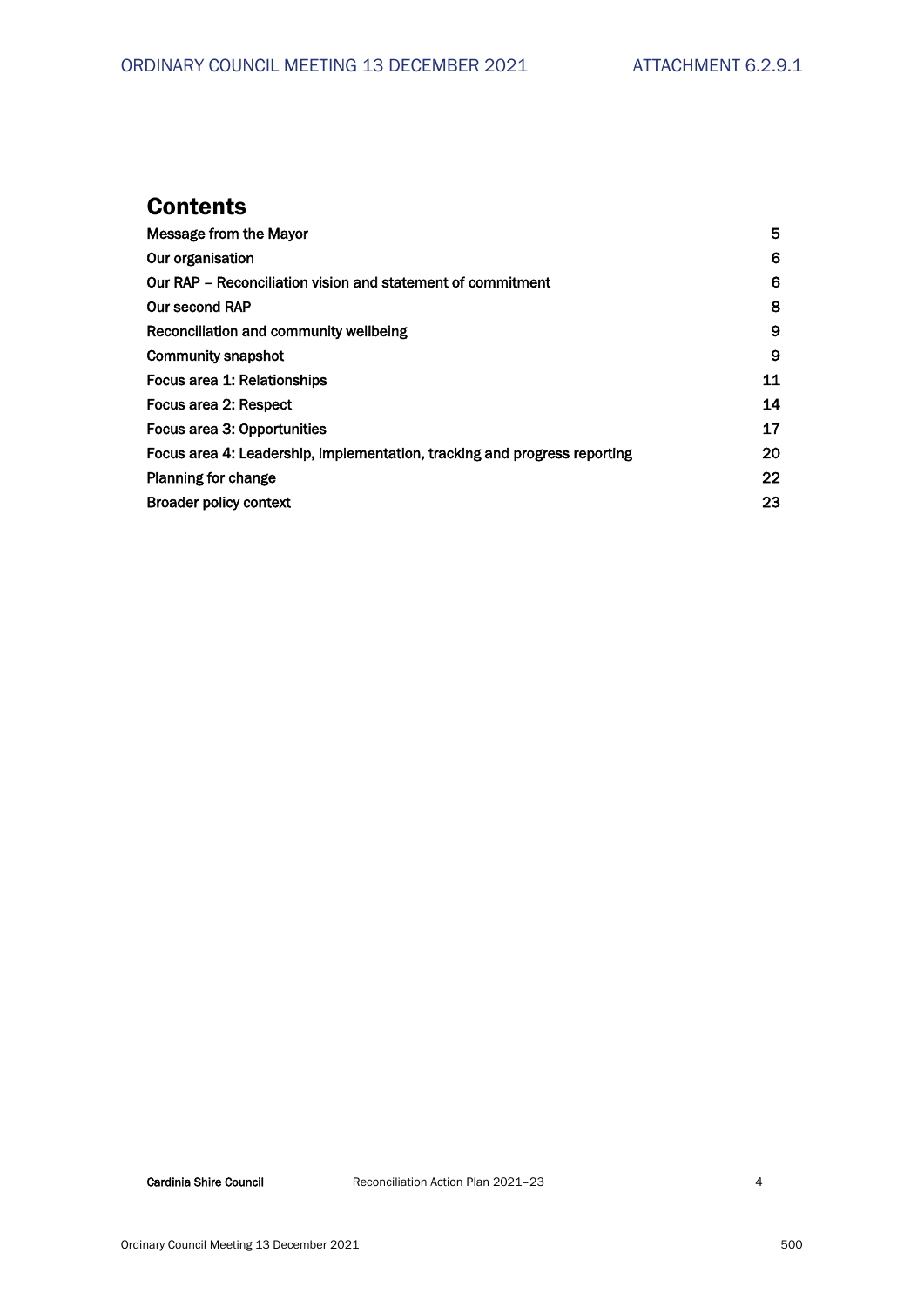## Contents

| | |
|---|---|
| Message from the Mayor | 5 |
| Our organisation | 6 |
| Our RAP – Reconciliation vision and statement of commitment | 6 |
| Our second RAP | 8 |
| Reconciliation and community wellbeing | 9 |
| Community snapshot | 9 |
| Focus area 1: Relationships | 11 |
| Focus area 2: Respect | 14 |
| Focus area 3: Opportunities | 17 |
| Focus area 4: Leadership, implementation, tracking and progress reporting | 20 |
| Planning for change | 22 |
| Broader policy context | 23 |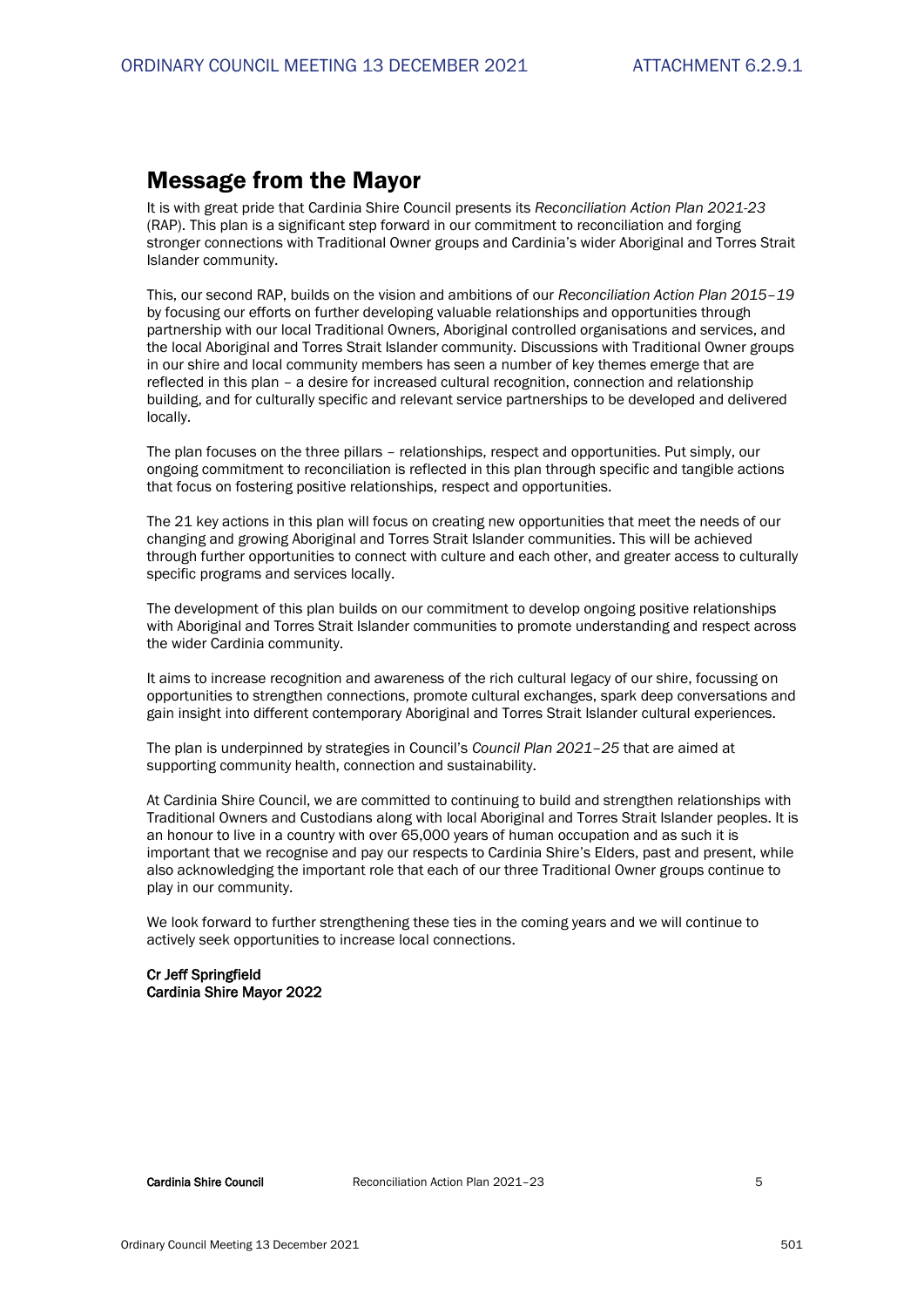# Message from the Mayor

It is with great pride that Cardinia Shire Council presents its *Reconciliation Action Plan 2021-23* (RAP). This plan is a significant step forward in our commitment to reconciliation and forging stronger connections with Traditional Owner groups and Cardinia's wider Aboriginal and Torres Strait Islander community.

This, our second RAP, builds on the vision and ambitions of our *Reconciliation Action Plan 2015–19* by focusing our efforts on further developing valuable relationships and opportunities through partnership with our local Traditional Owners, Aboriginal controlled organisations and services, and the local Aboriginal and Torres Strait Islander community. Discussions with Traditional Owner groups in our shire and local community members has seen a number of key themes emerge that are reflected in this plan – a desire for increased cultural recognition, connection and relationship building, and for culturally specific and relevant service partnerships to be developed and delivered locally.

The plan focuses on the three pillars – relationships, respect and opportunities. Put simply, our ongoing commitment to reconciliation is reflected in this plan through specific and tangible actions that focus on fostering positive relationships, respect and opportunities.

The 21 key actions in this plan will focus on creating new opportunities that meet the needs of our changing and growing Aboriginal and Torres Strait Islander communities. This will be achieved through further opportunities to connect with culture and each other, and greater access to culturally specific programs and services locally.

The development of this plan builds on our commitment to develop ongoing positive relationships with Aboriginal and Torres Strait Islander communities to promote understanding and respect across the wider Cardinia community.

It aims to increase recognition and awareness of the rich cultural legacy of our shire, focussing on opportunities to strengthen connections, promote cultural exchanges, spark deep conversations and gain insight into different contemporary Aboriginal and Torres Strait Islander cultural experiences.

The plan is underpinned by strategies in Council's *Council Plan 2021–25* that are aimed at supporting community health, connection and sustainability.

At Cardinia Shire Council, we are committed to continuing to build and strengthen relationships with Traditional Owners and Custodians along with local Aboriginal and Torres Strait Islander peoples. It is an honour to live in a country with over 65,000 years of human occupation and as such it is important that we recognise and pay our respects to Cardinia Shire's Elders, past and present, while also acknowledging the important role that each of our three Traditional Owner groups continue to play in our community.

We look forward to further strengthening these ties in the coming years and we will continue to actively seek opportunities to increase local connections.

**Cr Jeff Springfield**
**Cardinia Shire Mayor 2022**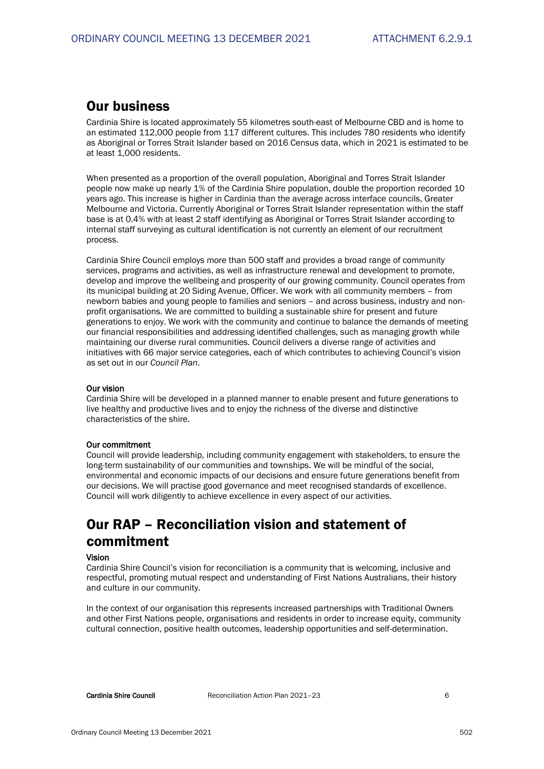## Our business

Cardinia Shire is located approximately 55 kilometres south-east of Melbourne CBD and is home to an estimated 112,000 people from 117 different cultures. This includes 780 residents who identify as Aboriginal or Torres Strait Islander based on 2016 Census data, which in 2021 is estimated to be at least 1,000 residents.

When presented as a proportion of the overall population, Aboriginal and Torres Strait Islander people now make up nearly 1% of the Cardinia Shire population, double the proportion recorded 10 years ago. This increase is higher in Cardinia than the average across interface councils, Greater Melbourne and Victoria. Currently Aboriginal or Torres Strait Islander representation within the staff base is at 0.4% with at least 2 staff identifying as Aboriginal or Torres Strait Islander according to internal staff surveying as cultural identification is not currently an element of our recruitment process.

Cardinia Shire Council employs more than 500 staff and provides a broad range of community services, programs and activities, as well as infrastructure renewal and development to promote, develop and improve the wellbeing and prosperity of our growing community. Council operates from its municipal building at 20 Siding Avenue, Officer. We work with all community members – from newborn babies and young people to families and seniors – and across business, industry and non-profit organisations. We are committed to building a sustainable shire for present and future generations to enjoy. We work with the community and continue to balance the demands of meeting our financial responsibilities and addressing identified challenges, such as managing growth while maintaining our diverse rural communities. Council delivers a diverse range of activities and initiatives with 66 major service categories, each of which contributes to achieving Council's vision as set out in our *Council Plan*.

#### Our vision

Cardinia Shire will be developed in a planned manner to enable present and future generations to live healthy and productive lives and to enjoy the richness of the diverse and distinctive characteristics of the shire.

#### Our commitment

Council will provide leadership, including community engagement with stakeholders, to ensure the long-term sustainability of our communities and townships. We will be mindful of the social, environmental and economic impacts of our decisions and ensure future generations benefit from our decisions. We will practise good governance and meet recognised standards of excellence. Council will work diligently to achieve excellence in every aspect of our activities.

## Our RAP – Reconciliation vision and statement of commitment

#### Vision

Cardinia Shire Council's vision for reconciliation is a community that is welcoming, inclusive and respectful, promoting mutual respect and understanding of First Nations Australians, their history and culture in our community.

In the context of our organisation this represents increased partnerships with Traditional Owners and other First Nations people, organisations and residents in order to increase equity, community cultural connection, positive health outcomes, leadership opportunities and self-determination.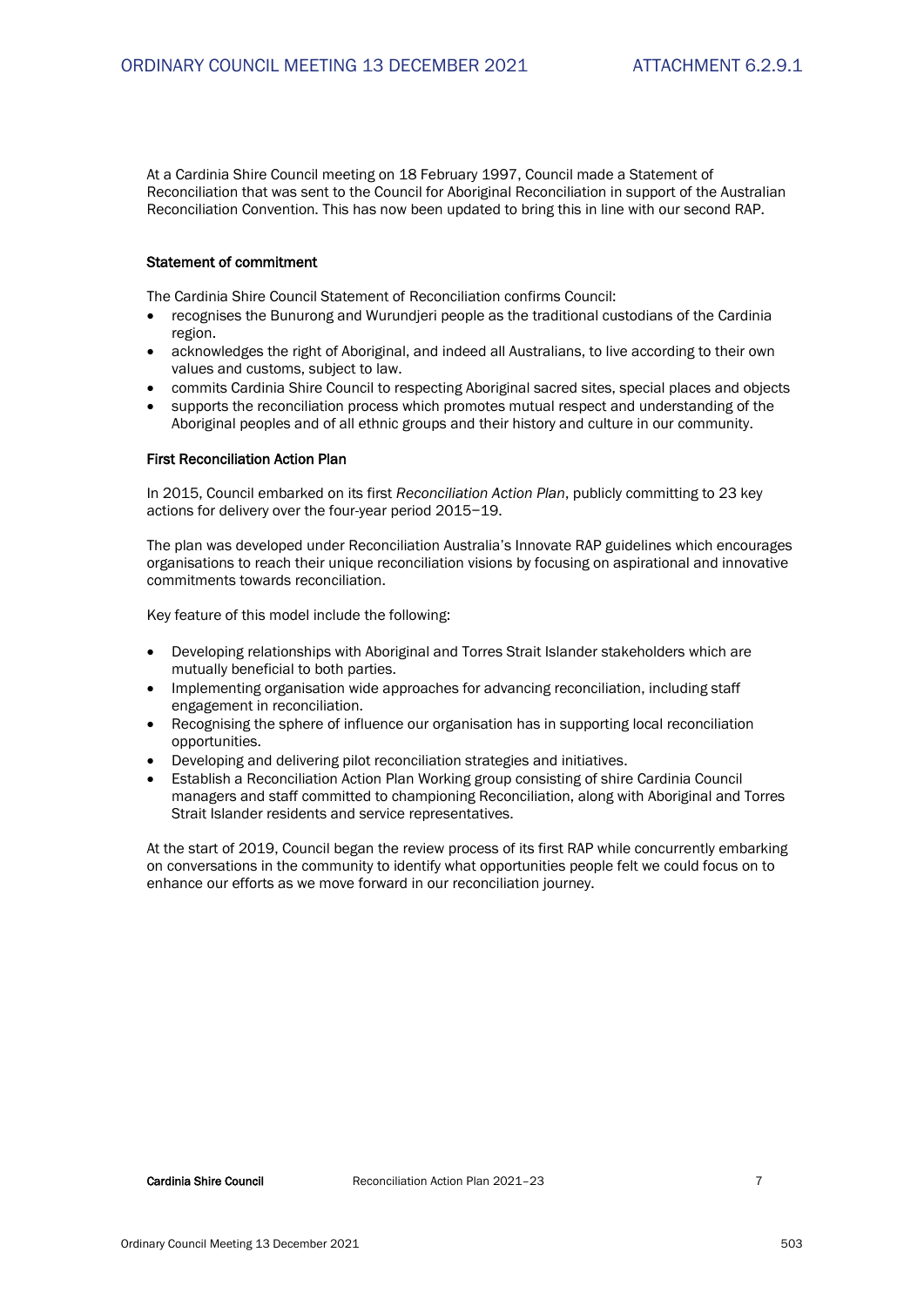At a Cardinia Shire Council meeting on 18 February 1997, Council made a Statement of Reconciliation that was sent to the Council for Aboriginal Reconciliation in support of the Australian Reconciliation Convention. This has now been updated to bring this in line with our second RAP.

#### Statement of commitment

The Cardinia Shire Council Statement of Reconciliation confirms Council:

- recognises the Bunurong and Wurundjeri people as the traditional custodians of the Cardinia region.
- acknowledges the right of Aboriginal, and indeed all Australians, to live according to their own values and customs, subject to law.
- commits Cardinia Shire Council to respecting Aboriginal sacred sites, special places and objects
- supports the reconciliation process which promotes mutual respect and understanding of the Aboriginal peoples and of all ethnic groups and their history and culture in our community.

#### First Reconciliation Action Plan

In 2015, Council embarked on its first *Reconciliation Action Plan*, publicly committing to 23 key actions for delivery over the four-year period 2015−19.

The plan was developed under Reconciliation Australia's Innovate RAP guidelines which encourages organisations to reach their unique reconciliation visions by focusing on aspirational and innovative commitments towards reconciliation.

Key feature of this model include the following:

- Developing relationships with Aboriginal and Torres Strait Islander stakeholders which are mutually beneficial to both parties.
- Implementing organisation wide approaches for advancing reconciliation, including staff engagement in reconciliation.
- Recognising the sphere of influence our organisation has in supporting local reconciliation opportunities.
- Developing and delivering pilot reconciliation strategies and initiatives.
- Establish a Reconciliation Action Plan Working group consisting of shire Cardinia Council managers and staff committed to championing Reconciliation, along with Aboriginal and Torres Strait Islander residents and service representatives.

At the start of 2019, Council began the review process of its first RAP while concurrently embarking on conversations in the community to identify what opportunities people felt we could focus on to enhance our efforts as we move forward in our reconciliation journey.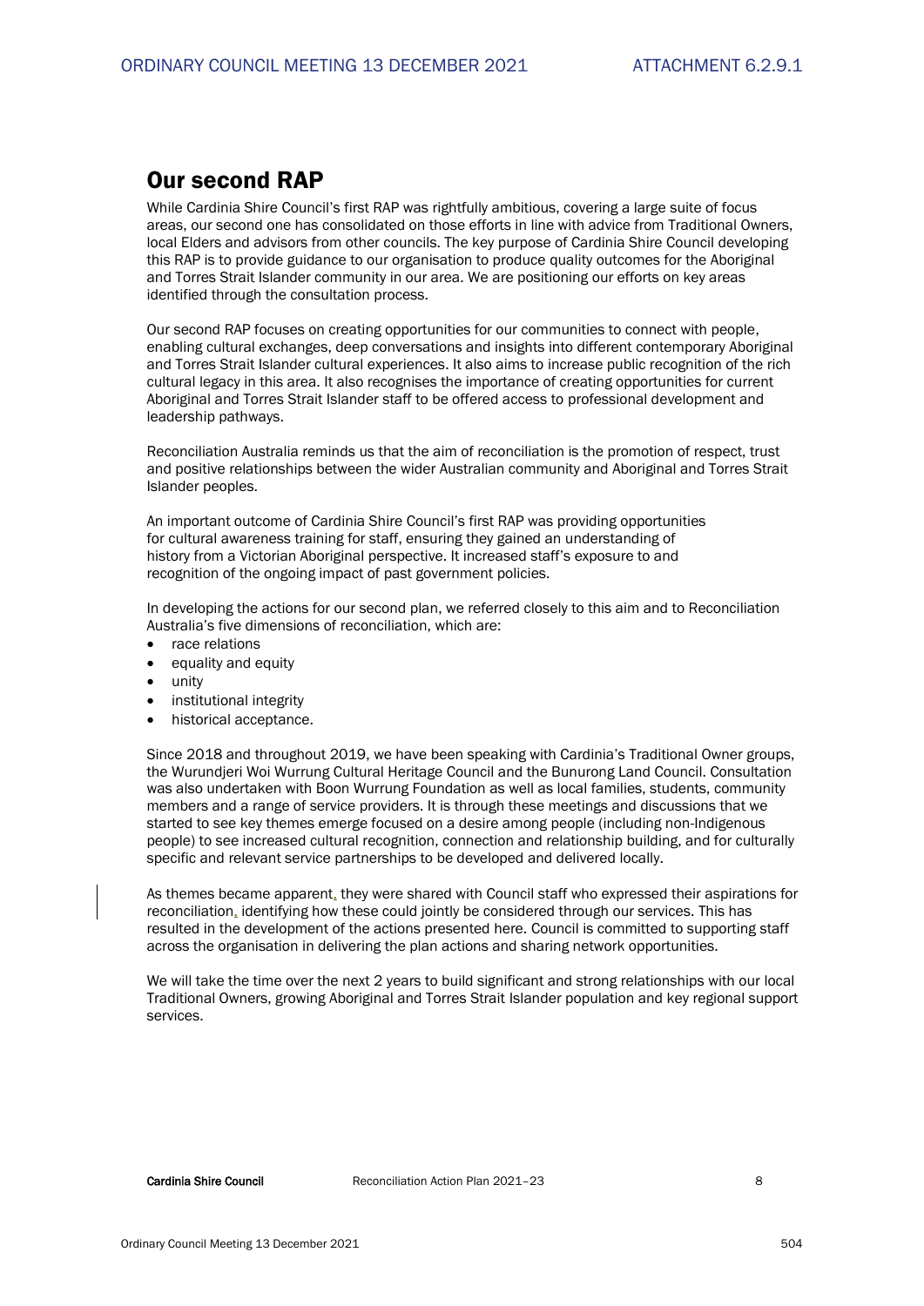## Our second RAP

While Cardinia Shire Council's first RAP was rightfully ambitious, covering a large suite of focus areas, our second one has consolidated on those efforts in line with advice from Traditional Owners, local Elders and advisors from other councils. The key purpose of Cardinia Shire Council developing this RAP is to provide guidance to our organisation to produce quality outcomes for the Aboriginal and Torres Strait Islander community in our area. We are positioning our efforts on key areas identified through the consultation process.

Our second RAP focuses on creating opportunities for our communities to connect with people, enabling cultural exchanges, deep conversations and insights into different contemporary Aboriginal and Torres Strait Islander cultural experiences. It also aims to increase public recognition of the rich cultural legacy in this area. It also recognises the importance of creating opportunities for current Aboriginal and Torres Strait Islander staff to be offered access to professional development and leadership pathways.

Reconciliation Australia reminds us that the aim of reconciliation is the promotion of respect, trust and positive relationships between the wider Australian community and Aboriginal and Torres Strait Islander peoples.

An important outcome of Cardinia Shire Council's first RAP was providing opportunities for cultural awareness training for staff, ensuring they gained an understanding of history from a Victorian Aboriginal perspective. It increased staff's exposure to and recognition of the ongoing impact of past government policies.

In developing the actions for our second plan, we referred closely to this aim and to Reconciliation Australia's five dimensions of reconciliation, which are:

- race relations
- equality and equity
- unity
- institutional integrity
- historical acceptance.

Since 2018 and throughout 2019, we have been speaking with Cardinia's Traditional Owner groups, the Wurundjeri Woi Wurrung Cultural Heritage Council and the Bunurong Land Council. Consultation was also undertaken with Boon Wurrung Foundation as well as local families, students, community members and a range of service providers. It is through these meetings and discussions that we started to see key themes emerge focused on a desire among people (including non-Indigenous people) to see increased cultural recognition, connection and relationship building, and for culturally specific and relevant service partnerships to be developed and delivered locally.

As themes became apparent, they were shared with Council staff who expressed their aspirations for reconciliation, identifying how these could jointly be considered through our services. This has resulted in the development of the actions presented here. Council is committed to supporting staff across the organisation in delivering the plan actions and sharing network opportunities.

We will take the time over the next 2 years to build significant and strong relationships with our local Traditional Owners, growing Aboriginal and Torres Strait Islander population and key regional support services.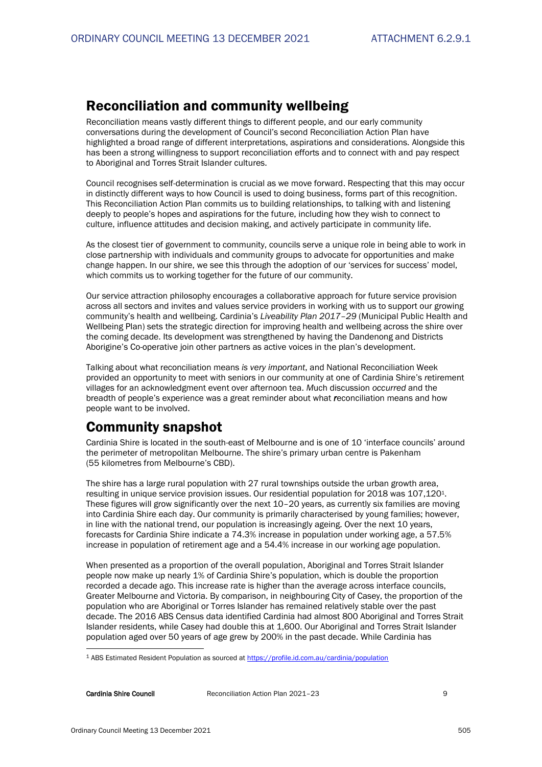## Reconciliation and community wellbeing

Reconciliation means vastly different things to different people, and our early community conversations during the development of Council's second Reconciliation Action Plan have highlighted a broad range of different interpretations, aspirations and considerations. Alongside this has been a strong willingness to support reconciliation efforts and to connect with and pay respect to Aboriginal and Torres Strait Islander cultures.

Council recognises self-determination is crucial as we move forward. Respecting that this may occur in distinctly different ways to how Council is used to doing business, forms part of this recognition. This Reconciliation Action Plan commits us to building relationships, to talking with and listening deeply to people's hopes and aspirations for the future, including how they wish to connect to culture, influence attitudes and decision making, and actively participate in community life.

As the closest tier of government to community, councils serve a unique role in being able to work in close partnership with individuals and community groups to advocate for opportunities and make change happen. In our shire, we see this through the adoption of our 'services for success' model, which commits us to working together for the future of our community.

Our service attraction philosophy encourages a collaborative approach for future service provision across all sectors and invites and values service providers in working with us to support our growing community's health and wellbeing. Cardinia's *Liveability Plan 2017–29* (Municipal Public Health and Wellbeing Plan) sets the strategic direction for improving health and wellbeing across the shire over the coming decade. Its development was strengthened by having the Dandenong and Districts Aborigine's Co-operative join other partners as active voices in the plan's development.

Talking about what reconciliation means *is very important*, and National Reconciliation Week provided an opportunity to meet with seniors in our community at one of Cardinia Shire's *r*etirement villages for an acknowledgment event over afternoon tea. *M*uch discussion *occurred* and the breadth of people's experience was a great reminder about what ***r***econciliation means and how people want to be involved.

## Community snapshot

Cardinia Shire is located in the south-east of Melbourne and is one of 10 'interface councils' around the perimeter of metropolitan Melbourne. The shire's primary urban centre is Pakenham (55 kilometres from Melbourne's CBD).

The shire has a large rural population with 27 rural townships outside the urban growth area, resulting in unique service provision issues. Our residential population for 2018 was 107,120[1]. These figures will grow significantly over the next 10–20 years, as currently six families are moving into Cardinia Shire each day. Our community is primarily characterised by young families; however, in line with the national trend, our population is increasingly ageing. Over the next 10 years, forecasts for Cardinia Shire indicate a 74.3% increase in population under working age, a 57.5% increase in population of retirement age and a 54.4% increase in our working age population.

When presented as a proportion of the overall population, Aboriginal and Torres Strait Islander people now make up nearly 1% of Cardinia Shire's population, which is double the proportion recorded a decade ago. This increase rate is higher than the average across interface councils, Greater Melbourne and Victoria. By comparison, in neighbouring City of Casey, the proportion of the population who are Aboriginal or Torres Islander has remained relatively stable over the past decade. The 2016 ABS Census data identified Cardinia had almost 800 Aboriginal and Torres Strait Islander residents, while Casey had double this at 1,600. Our Aboriginal and Torres Strait Islander population aged over 50 years of age grew by 200% in the past decade. While Cardinia has

[1] ABS Estimated Resident Population as sourced at https://profile.id.com.au/cardinia/population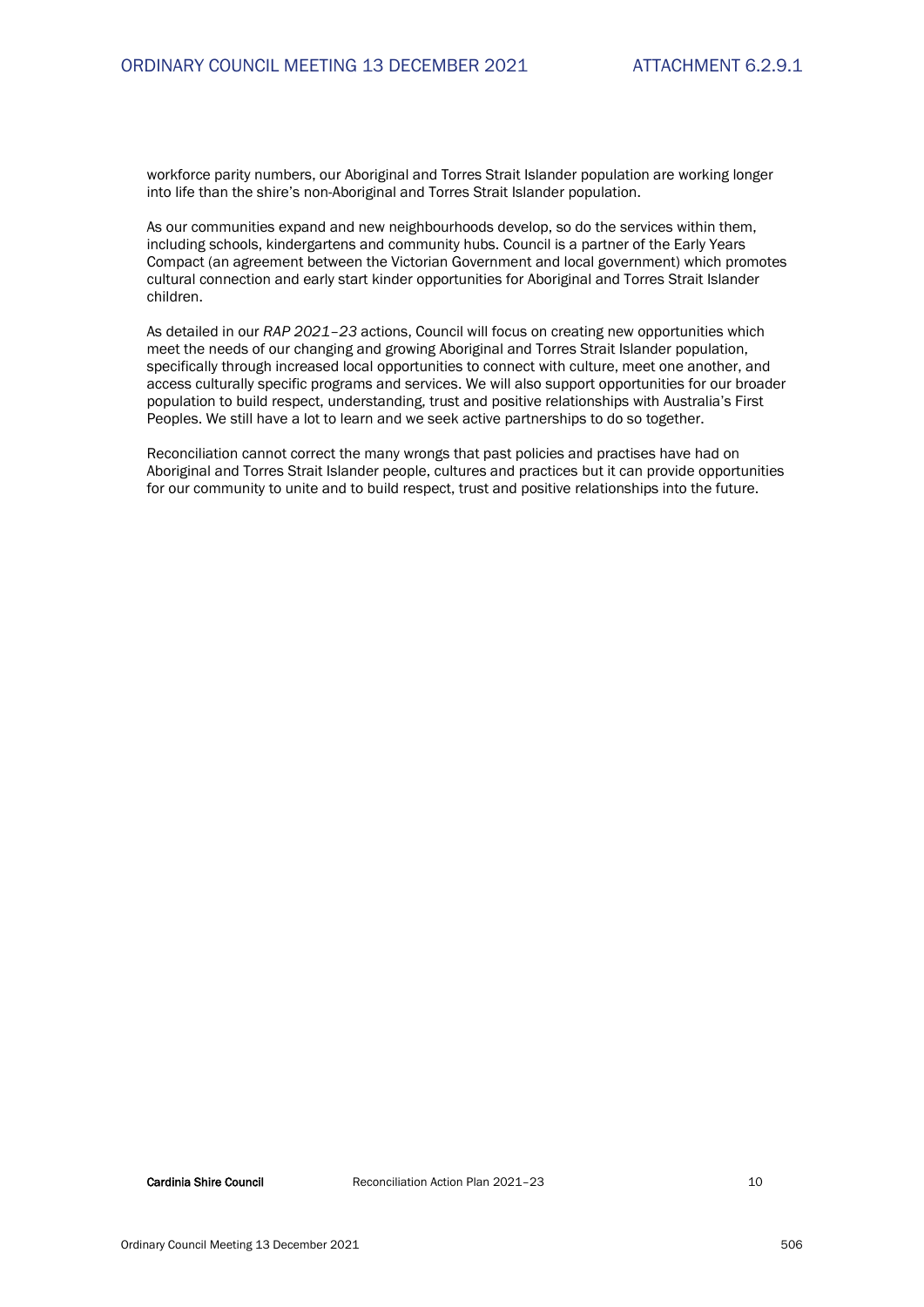workforce parity numbers, our Aboriginal and Torres Strait Islander population are working longer into life than the shire's non-Aboriginal and Torres Strait Islander population.

As our communities expand and new neighbourhoods develop, so do the services within them, including schools, kindergartens and community hubs. Council is a partner of the Early Years Compact (an agreement between the Victorian Government and local government) which promotes cultural connection and early start kinder opportunities for Aboriginal and Torres Strait Islander children.

As detailed in our *RAP 2021–23* actions, Council will focus on creating new opportunities which meet the needs of our changing and growing Aboriginal and Torres Strait Islander population, specifically through increased local opportunities to connect with culture, meet one another, and access culturally specific programs and services. We will also support opportunities for our broader population to build respect, understanding, trust and positive relationships with Australia's First Peoples. We still have a lot to learn and we seek active partnerships to do so together.

Reconciliation cannot correct the many wrongs that past policies and practises have had on Aboriginal and Torres Strait Islander people, cultures and practices but it can provide opportunities for our community to unite and to build respect, trust and positive relationships into the future.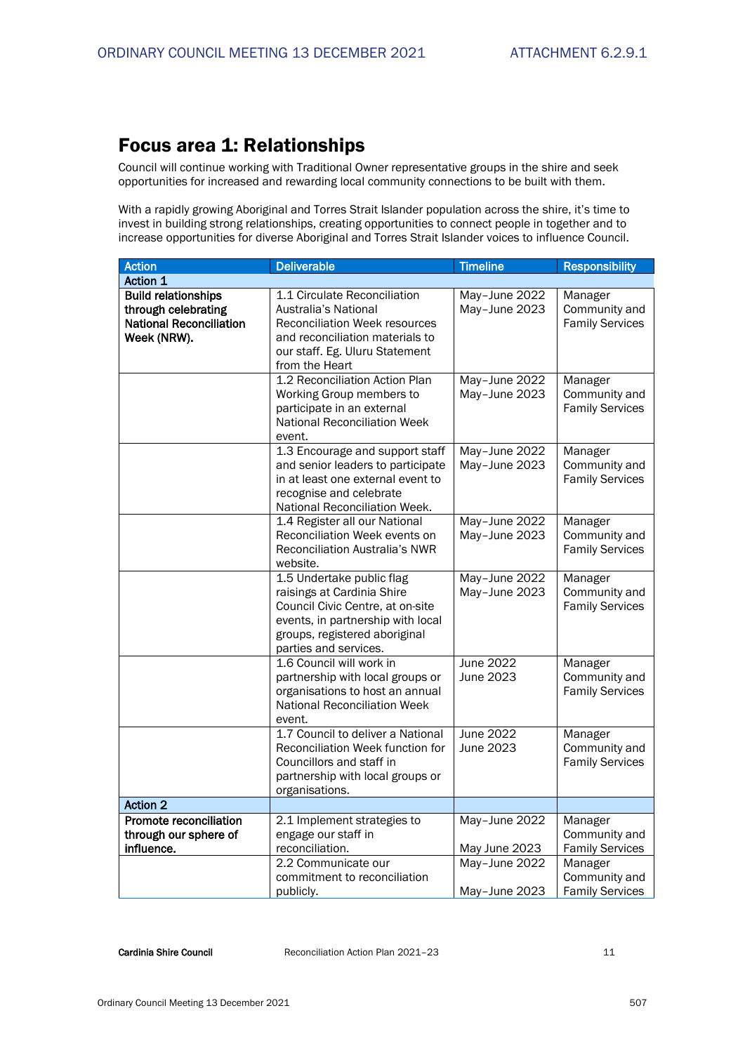## Focus area 1: Relationships

Council will continue working with Traditional Owner representative groups in the shire and seek opportunities for increased and rewarding local community connections to be built with them.

With a rapidly growing Aboriginal and Torres Strait Islander population across the shire, it's time to invest in building strong relationships, creating opportunities to connect people in together and to increase opportunities for diverse Aboriginal and Torres Strait Islander voices to influence Council.

| Action | Deliverable | Timeline | Responsibility |
|---|---|---|---|
| **Action 1** | | | |
| **Build relationships through celebrating National Reconciliation Week (NRW).** | 1.1 Circulate Reconciliation Australia's National Reconciliation Week resources and reconciliation materials to our staff. Eg. Uluru Statement from the Heart | May–June 2022<br>May–June 2023 | Manager Community and Family Services |
| | 1.2 Reconciliation Action Plan Working Group members to participate in an external National Reconciliation Week event. | May–June 2022<br>May–June 2023 | Manager Community and Family Services |
| | 1.3 Encourage and support staff and senior leaders to participate in at least one external event to recognise and celebrate National Reconciliation Week. | May–June 2022<br>May–June 2023 | Manager Community and Family Services |
| | 1.4 Register all our National Reconciliation Week events on Reconciliation Australia's NWR website. | May–June 2022<br>May–June 2023 | Manager Community and Family Services |
| | 1.5 Undertake public flag raisings at Cardinia Shire Council Civic Centre, at on-site events, in partnership with local groups, registered aboriginal parties and services. | May–June 2022<br>May–June 2023 | Manager Community and Family Services |
| | 1.6 Council will work in partnership with local groups or organisations to host an annual National Reconciliation Week event. | June 2022<br>June 2023 | Manager Community and Family Services |
| | 1.7 Council to deliver a National Reconciliation Week function for Councillors and staff in partnership with local groups or organisations. | June 2022<br>June 2023 | Manager Community and Family Services |
| **Action 2** | | | |
| **Promote reconciliation through our sphere of influence.** | 2.1 Implement strategies to engage our staff in reconciliation. | May–June 2022<br>May June 2023 | Manager Community and Family Services |
| | 2.2 Communicate our commitment to reconciliation publicly. | May–June 2022<br>May–June 2023 | Manager Community and Family Services |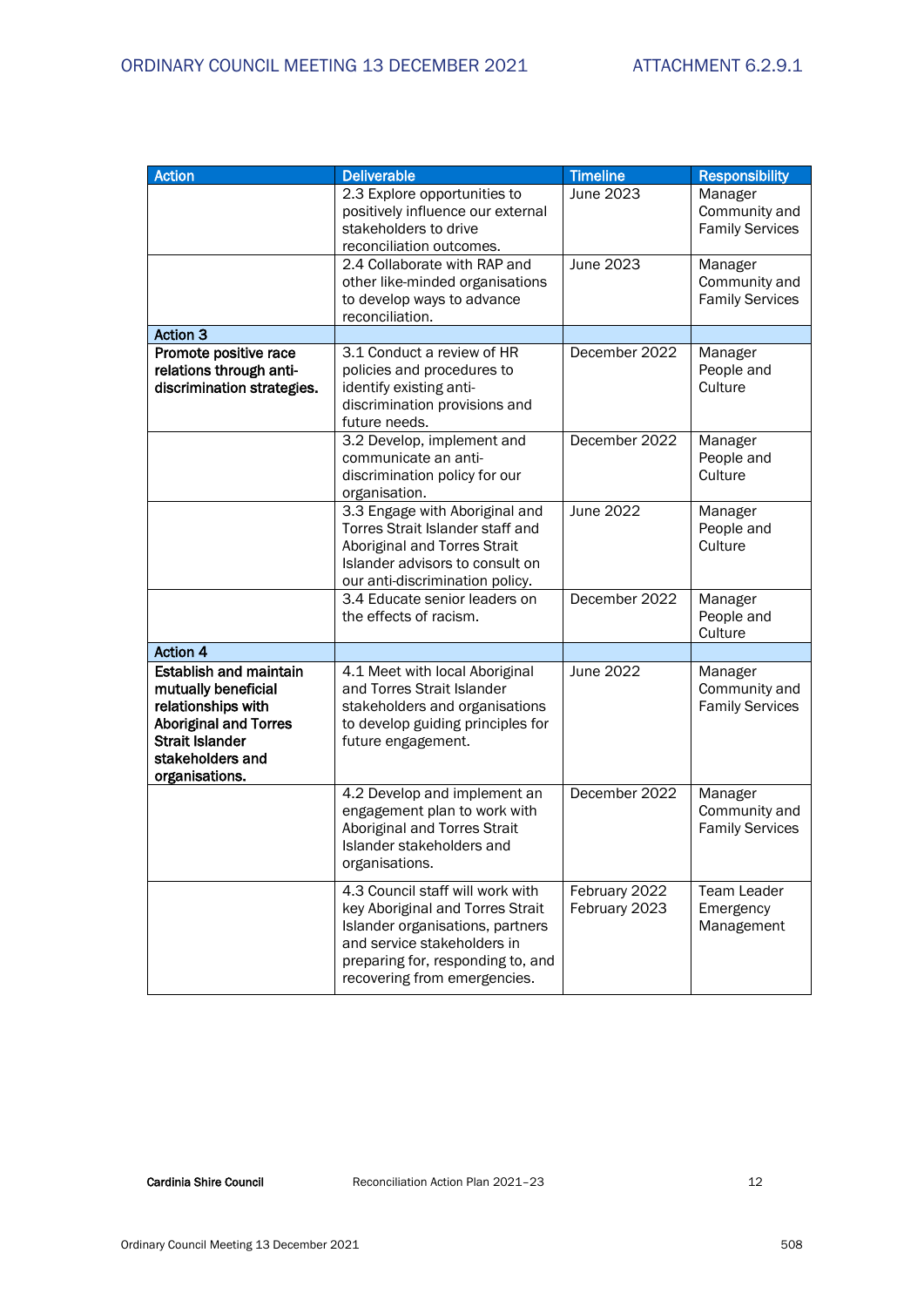| Action | Deliverable | Timeline | Responsibility |
|---|---|---|---|
| | 2.3 Explore opportunities to positively influence our external stakeholders to drive reconciliation outcomes. | June 2023 | Manager Community and Family Services |
| | 2.4 Collaborate with RAP and other like-minded organisations to develop ways to advance reconciliation. | June 2023 | Manager Community and Family Services |
| **Action 3** | | | |
| **Promote positive race relations through anti-discrimination strategies.** | 3.1 Conduct a review of HR policies and procedures to identify existing anti-discrimination provisions and future needs. | December 2022 | Manager People and Culture |
| | 3.2 Develop, implement and communicate an anti-discrimination policy for our organisation. | December 2022 | Manager People and Culture |
| | 3.3 Engage with Aboriginal and Torres Strait Islander staff and Aboriginal and Torres Strait Islander advisors to consult on our anti-discrimination policy. | June 2022 | Manager People and Culture |
| | 3.4 Educate senior leaders on the effects of racism. | December 2022 | Manager People and Culture |
| **Action 4** | | | |
| **Establish and maintain mutually beneficial relationships with Aboriginal and Torres Strait Islander stakeholders and organisations.** | 4.1 Meet with local Aboriginal and Torres Strait Islander stakeholders and organisations to develop guiding principles for future engagement. | June 2022 | Manager Community and Family Services |
| | 4.2 Develop and implement an engagement plan to work with Aboriginal and Torres Strait Islander stakeholders and organisations. | December 2022 | Manager Community and Family Services |
| | 4.3 Council staff will work with key Aboriginal and Torres Strait Islander organisations, partners and service stakeholders in preparing for, responding to, and recovering from emergencies. | February 2022 February 2023 | Team Leader Emergency Management |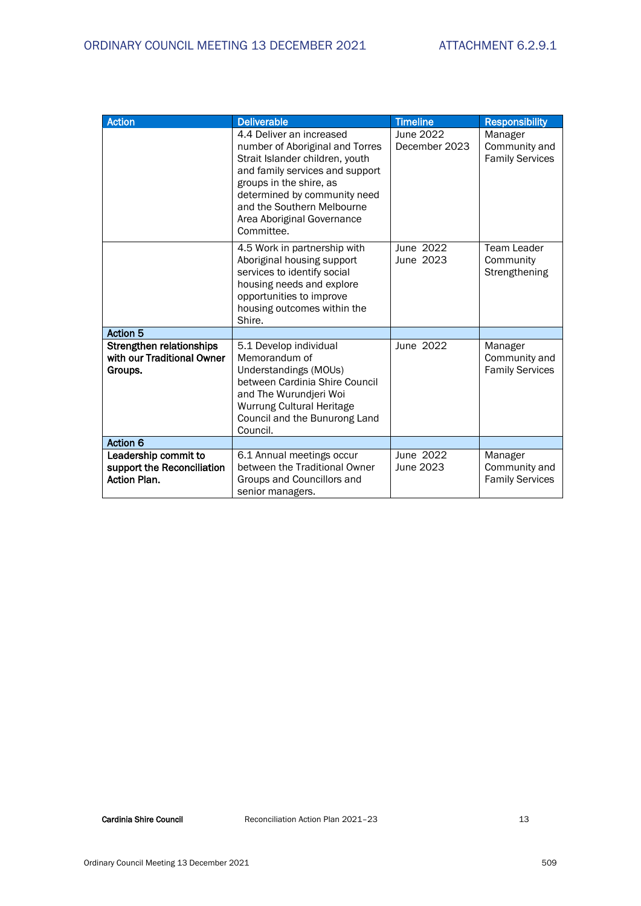| Action | Deliverable | Timeline | Responsibility |
|---|---|---|---|
| | 4.4 Deliver an increased number of Aboriginal and Torres Strait Islander children, youth and family services and support groups in the shire, as determined by community need and the Southern Melbourne Area Aboriginal Governance Committee. | June 2022<br>December 2023 | Manager Community and Family Services |
| | 4.5 Work in partnership with Aboriginal housing support services to identify social housing needs and explore opportunities to improve housing outcomes within the Shire. | June 2022<br>June 2023 | Team Leader Community Strengthening |
| **Action 5** | | | |
| **Strengthen relationships with our Traditional Owner Groups.** | 5.1 Develop individual Memorandum of Understandings (MOUs) between Cardinia Shire Council and The Wurundjeri Woi Wurrung Cultural Heritage Council and the Bunurong Land Council. | June 2022 | Manager Community and Family Services |
| **Action 6** | | | |
| **Leadership commit to support the Reconciliation Action Plan.** | 6.1 Annual meetings occur between the Traditional Owner Groups and Councillors and senior managers. | June 2022<br>June 2023 | Manager Community and Family Services |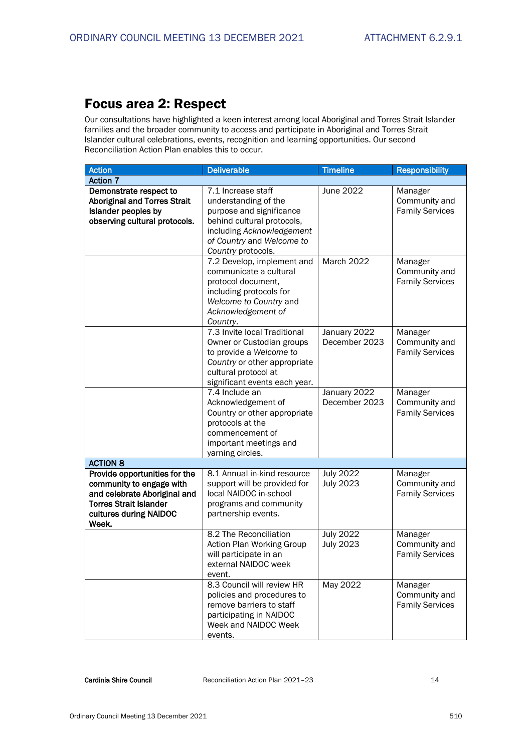## Focus area 2: Respect

Our consultations have highlighted a keen interest among local Aboriginal and Torres Strait Islander families and the broader community to access and participate in Aboriginal and Torres Strait Islander cultural celebrations, events, recognition and learning opportunities. Our second Reconciliation Action Plan enables this to occur.

| Action | Deliverable | Timeline | Responsibility |
|---|---|---|---|
| **Action 7** | | | |
| **Demonstrate respect to Aboriginal and Torres Strait Islander peoples by observing cultural protocols.** | 7.1 Increase staff understanding of the purpose and significance behind cultural protocols, including *Acknowledgement of Country* and *Welcome to Country* protocols. | June 2022 | Manager Community and Family Services |
| | 7.2 Develop, implement and communicate a cultural protocol document, including protocols for *Welcome to Country* and *Acknowledgement of Country*. | March 2022 | Manager Community and Family Services |
| | 7.3 Invite local Traditional Owner or Custodian groups to provide a *Welcome to Country* or other appropriate cultural protocol at significant events each year. | January 2022 December 2023 | Manager Community and Family Services |
| | 7.4 Include an Acknowledgement of Country or other appropriate protocols at the commencement of important meetings and yarning circles. | January 2022 December 2023 | Manager Community and Family Services |
| **ACTION 8** | | | |
| **Provide opportunities for the community to engage with and celebrate Aboriginal and Torres Strait Islander cultures during NAIDOC Week.** | 8.1 Annual in-kind resource support will be provided for local NAIDOC in-school programs and community partnership events. | July 2022 July 2023 | Manager Community and Family Services |
| | 8.2 The Reconciliation Action Plan Working Group will participate in an external NAIDOC week event. | July 2022 July 2023 | Manager Community and Family Services |
| | 8.3 Council will review HR policies and procedures to remove barriers to staff participating in NAIDOC Week and NAIDOC Week events. | May 2022 | Manager Community and Family Services |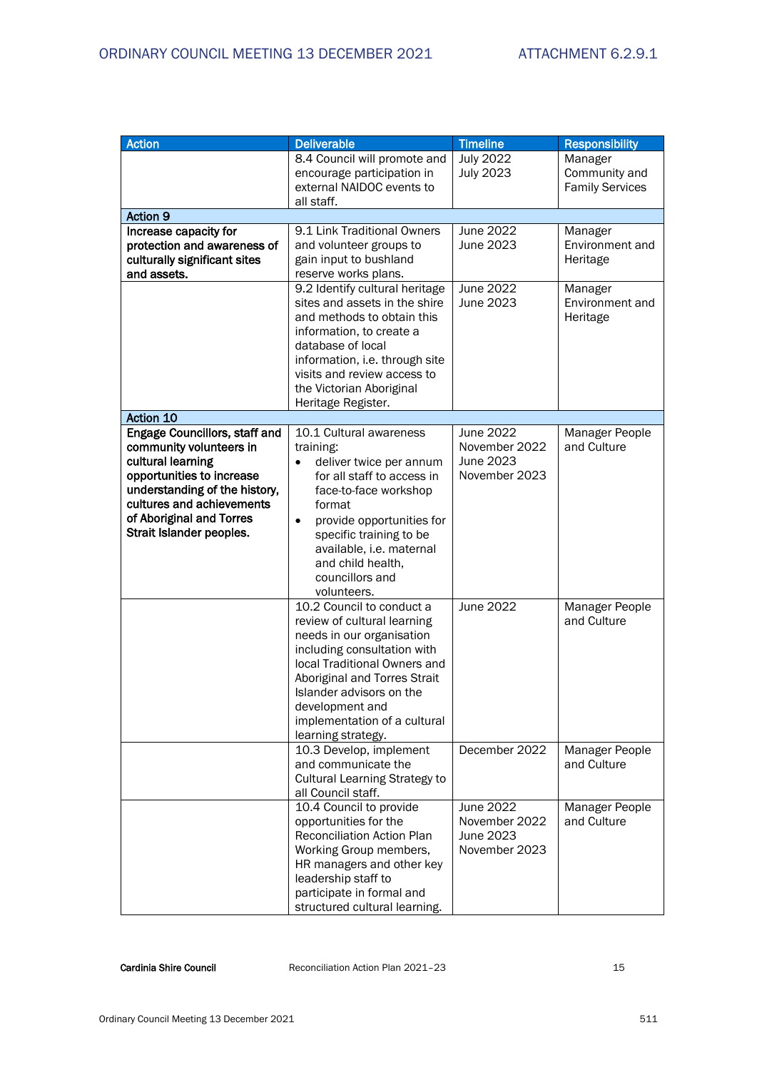| Action | Deliverable | Timeline | Responsibility |
|---|---|---|---|
| | 8.4 Council will promote and encourage participation in external NAIDOC events to all staff. | July 2022<br>July 2023 | Manager Community and Family Services |
| **Action 9** | | | |
| **Increase capacity for protection and awareness of culturally significant sites and assets.** | 9.1 Link Traditional Owners and volunteer groups to gain input to bushland reserve works plans. | June 2022<br>June 2023 | Manager Environment and Heritage |
| | 9.2 Identify cultural heritage sites and assets in the shire and methods to obtain this information, to create a database of local information, i.e. through site visits and review access to the Victorian Aboriginal Heritage Register. | June 2022<br>June 2023 | Manager Environment and Heritage |
| **Action 10** | | | |
| **Engage Councillors, staff and community volunteers in cultural learning opportunities to increase understanding of the history, cultures and achievements of Aboriginal and Torres Strait Islander peoples.** | 10.1 Cultural awareness training:<br>• deliver twice per annum for all staff to access in face-to-face workshop format<br>• provide opportunities for specific training to be available, i.e. maternal and child health, councillors and volunteers. | June 2022<br>November 2022<br>June 2023<br>November 2023 | Manager People and Culture |
| | 10.2 Council to conduct a review of cultural learning needs in our organisation including consultation with local Traditional Owners and Aboriginal and Torres Strait Islander advisors on the development and implementation of a cultural learning strategy. | June 2022 | Manager People and Culture |
| | 10.3 Develop, implement and communicate the Cultural Learning Strategy to all Council staff. | December 2022 | Manager People and Culture |
| | 10.4 Council to provide opportunities for the Reconciliation Action Plan Working Group members, HR managers and other key leadership staff to participate in formal and structured cultural learning. | June 2022<br>November 2022<br>June 2023<br>November 2023 | Manager People and Culture |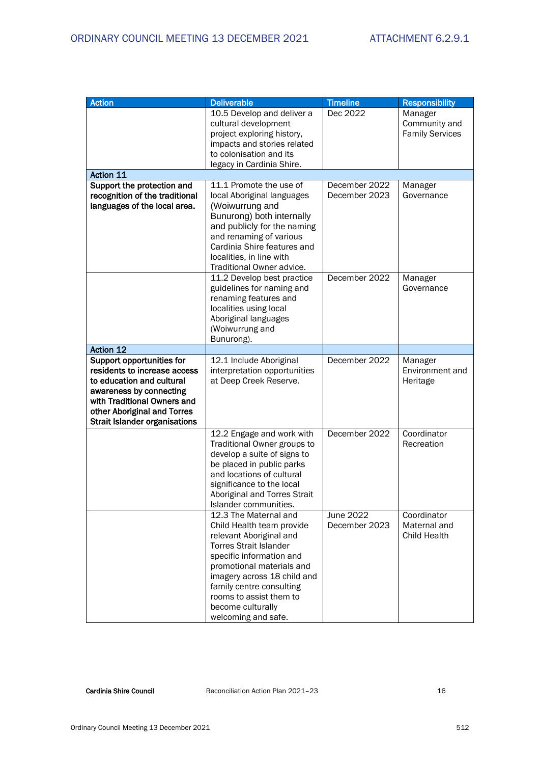| Action | Deliverable | Timeline | Responsibility |
|---|---|---|---|
| | 10.5 Develop and deliver a cultural development project exploring history, impacts and stories related to colonisation and its legacy in Cardinia Shire. | Dec 2022 | Manager Community and Family Services |
| **Action 11** | | | |
| **Support the protection and recognition of the traditional languages of the local area.** | 11.1 Promote the use of local Aboriginal languages (Woiwurrung and Bunurong) both internally and publicly for the naming and renaming of various Cardinia Shire features and localities, in line with Traditional Owner advice. | December 2022 December 2023 | Manager Governance |
| | 11.2 Develop best practice guidelines for naming and renaming features and localities using local Aboriginal languages (Woiwurrung and Bunurong). | December 2022 | Manager Governance |
| **Action 12** | | | |
| **Support opportunities for residents to increase access to education and cultural awareness by connecting with Traditional Owners and other Aboriginal and Torres Strait Islander organisations** | 12.1 Include Aboriginal interpretation opportunities at Deep Creek Reserve. | December 2022 | Manager Environment and Heritage |
| | 12.2 Engage and work with Traditional Owner groups to develop a suite of signs to be placed in public parks and locations of cultural significance to the local Aboriginal and Torres Strait Islander communities. | December 2022 | Coordinator Recreation |
| | 12.3 The Maternal and Child Health team provide relevant Aboriginal and Torres Strait Islander specific information and promotional materials and imagery across 18 child and family centre consulting rooms to assist them to become culturally welcoming and safe. | June 2022 December 2023 | Coordinator Maternal and Child Health |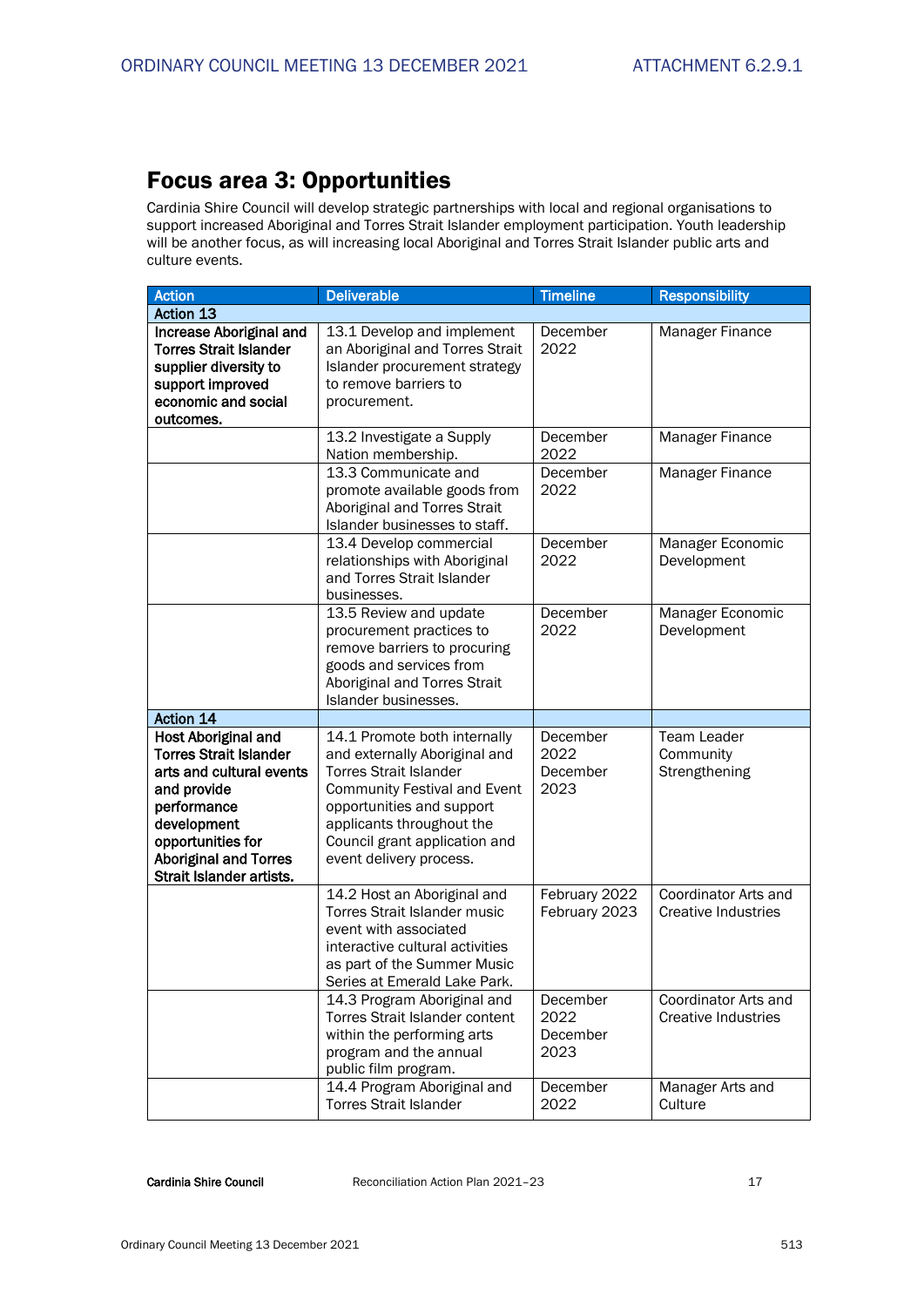## Focus area 3: Opportunities

Cardinia Shire Council will develop strategic partnerships with local and regional organisations to support increased Aboriginal and Torres Strait Islander employment participation. Youth leadership will be another focus, as will increasing local Aboriginal and Torres Strait Islander public arts and culture events.

| Action | Deliverable | Timeline | Responsibility |
|---|---|---|---|
| **Action 13** | | | |
| **Increase Aboriginal and Torres Strait Islander supplier diversity to support improved economic and social outcomes.** | 13.1 Develop and implement an Aboriginal and Torres Strait Islander procurement strategy to remove barriers to procurement. | December 2022 | Manager Finance |
| | 13.2 Investigate a Supply Nation membership. | December 2022 | Manager Finance |
| | 13.3 Communicate and promote available goods from Aboriginal and Torres Strait Islander businesses to staff. | December 2022 | Manager Finance |
| | 13.4 Develop commercial relationships with Aboriginal and Torres Strait Islander businesses. | December 2022 | Manager Economic Development |
| | 13.5 Review and update procurement practices to remove barriers to procuring goods and services from Aboriginal and Torres Strait Islander businesses. | December 2022 | Manager Economic Development |
| **Action 14** | | | |
| **Host Aboriginal and Torres Strait Islander arts and cultural events and provide performance development opportunities for Aboriginal and Torres Strait Islander artists.** | 14.1 Promote both internally and externally Aboriginal and Torres Strait Islander Community Festival and Event opportunities and support applicants throughout the Council grant application and event delivery process. | December 2022 December 2023 | Team Leader Community Strengthening |
| | 14.2 Host an Aboriginal and Torres Strait Islander music event with associated interactive cultural activities as part of the Summer Music Series at Emerald Lake Park. | February 2022 February 2023 | Coordinator Arts and Creative Industries |
| | 14.3 Program Aboriginal and Torres Strait Islander content within the performing arts program and the annual public film program. | December 2022 December 2023 | Coordinator Arts and Creative Industries |
| | 14.4 Program Aboriginal and Torres Strait Islander | December 2022 | Manager Arts and Culture |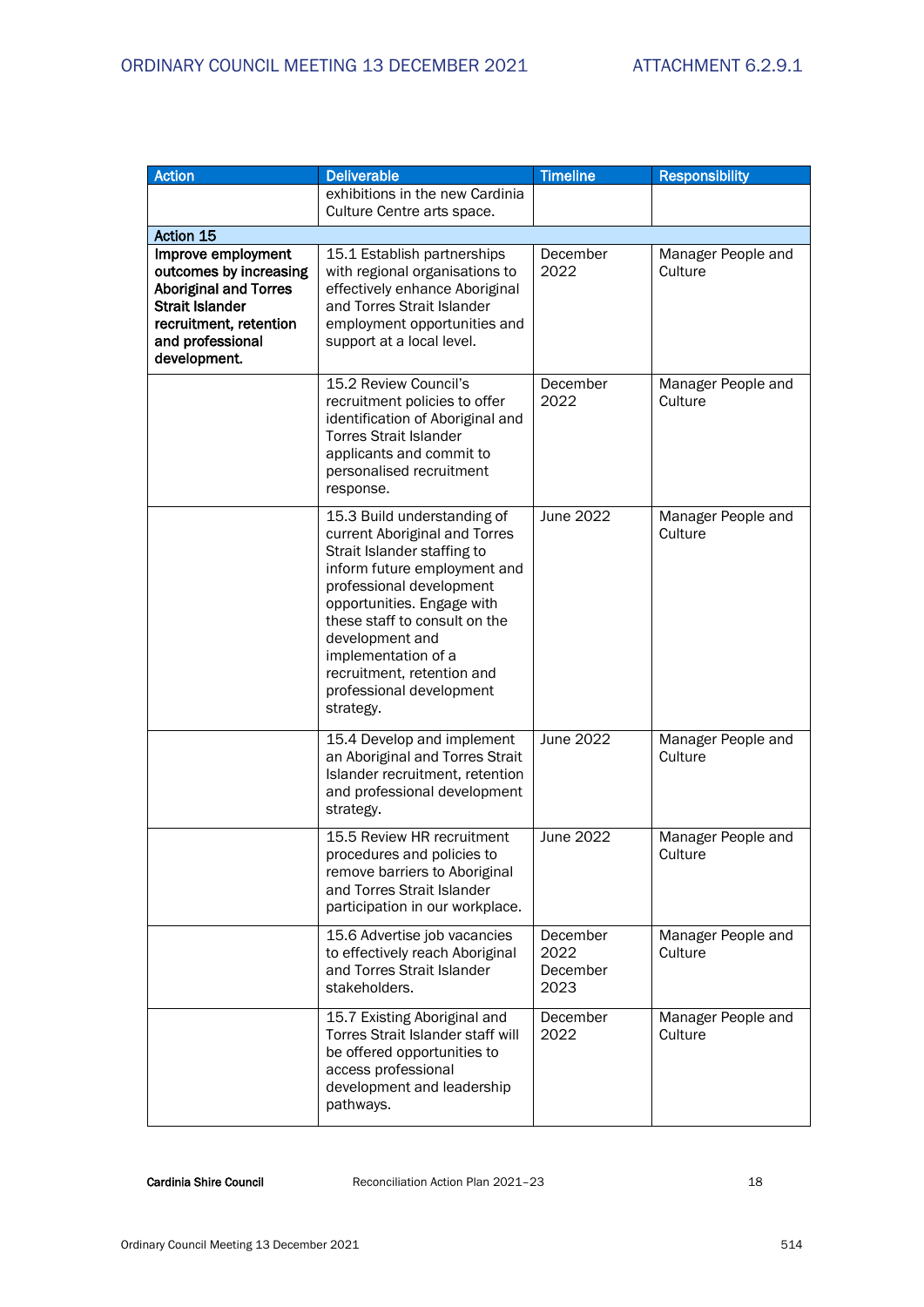| Action | Deliverable | Timeline | Responsibility |
|---|---|---|---|
| | exhibitions in the new Cardinia Culture Centre arts space. | | |
| **Action 15** | | | |
| **Improve employment outcomes by increasing Aboriginal and Torres Strait Islander recruitment, retention and professional development.** | 15.1 Establish partnerships with regional organisations to effectively enhance Aboriginal and Torres Strait Islander employment opportunities and support at a local level. | December 2022 | Manager People and Culture |
| | 15.2 Review Council's recruitment policies to offer identification of Aboriginal and Torres Strait Islander applicants and commit to personalised recruitment response. | December 2022 | Manager People and Culture |
| | 15.3 Build understanding of current Aboriginal and Torres Strait Islander staffing to inform future employment and professional development opportunities. Engage with these staff to consult on the development and implementation of a recruitment, retention and professional development strategy. | June 2022 | Manager People and Culture |
| | 15.4 Develop and implement an Aboriginal and Torres Strait Islander recruitment, retention and professional development strategy. | June 2022 | Manager People and Culture |
| | 15.5 Review HR recruitment procedures and policies to remove barriers to Aboriginal and Torres Strait Islander participation in our workplace. | June 2022 | Manager People and Culture |
| | 15.6 Advertise job vacancies to effectively reach Aboriginal and Torres Strait Islander stakeholders. | December 2022 December 2023 | Manager People and Culture |
| | 15.7 Existing Aboriginal and Torres Strait Islander staff will be offered opportunities to access professional development and leadership pathways. | December 2022 | Manager People and Culture |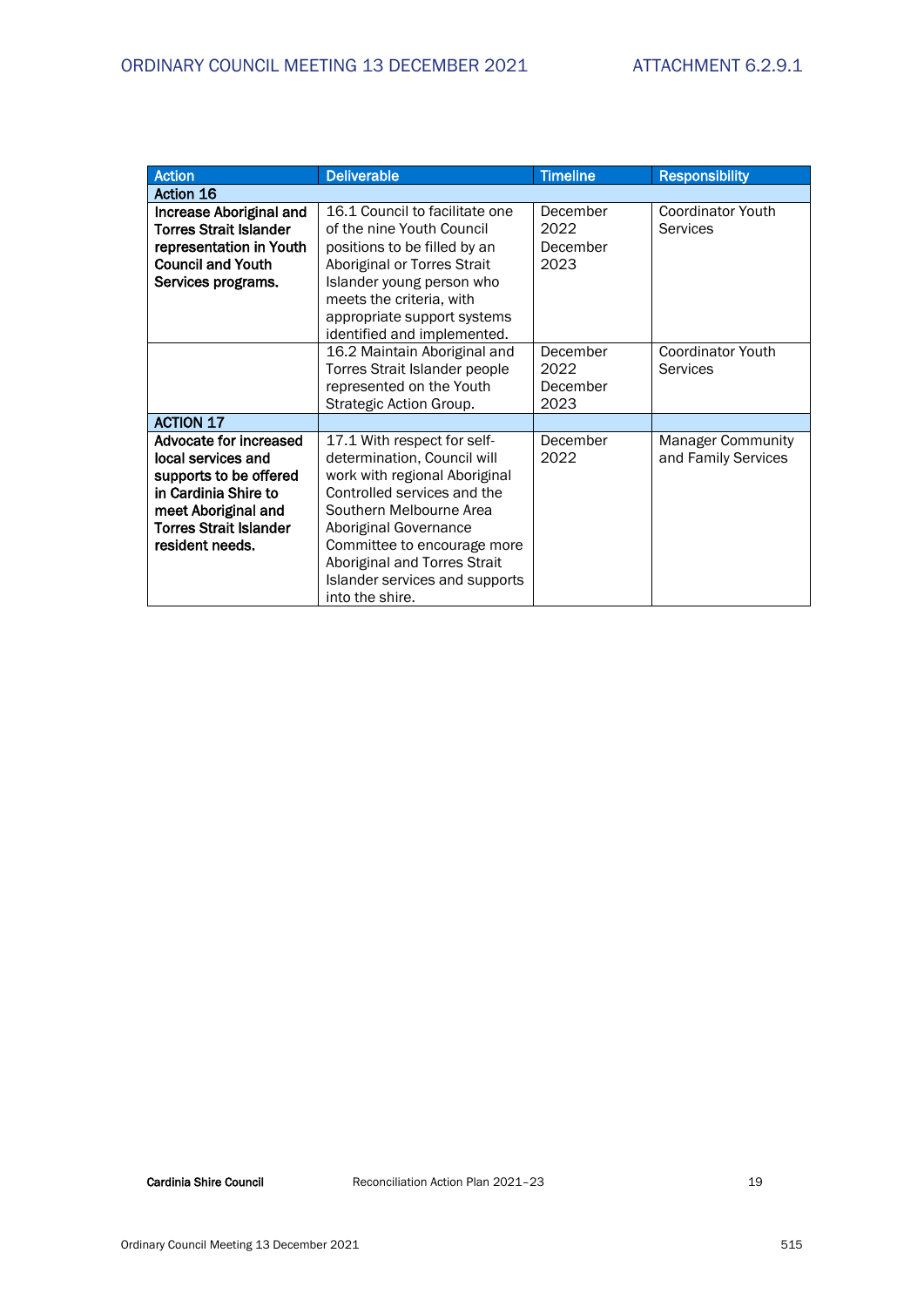| Action | Deliverable | Timeline | Responsibility |
|---|---|---|---|
| **Action 16** | | | |
| **Increase Aboriginal and Torres Strait Islander representation in Youth Council and Youth Services programs.** | 16.1 Council to facilitate one of the nine Youth Council positions to be filled by an Aboriginal or Torres Strait Islander young person who meets the criteria, with appropriate support systems identified and implemented. | December 2022 December 2023 | Coordinator Youth Services |
| | 16.2 Maintain Aboriginal and Torres Strait Islander people represented on the Youth Strategic Action Group. | December 2022 December 2023 | Coordinator Youth Services |
| **ACTION 17** | | | |
| **Advocate for increased local services and supports to be offered in Cardinia Shire to meet Aboriginal and Torres Strait Islander resident needs.** | 17.1 With respect for self-determination, Council will work with regional Aboriginal Controlled services and the Southern Melbourne Area Aboriginal Governance Committee to encourage more Aboriginal and Torres Strait Islander services and supports into the shire. | December 2022 | Manager Community and Family Services |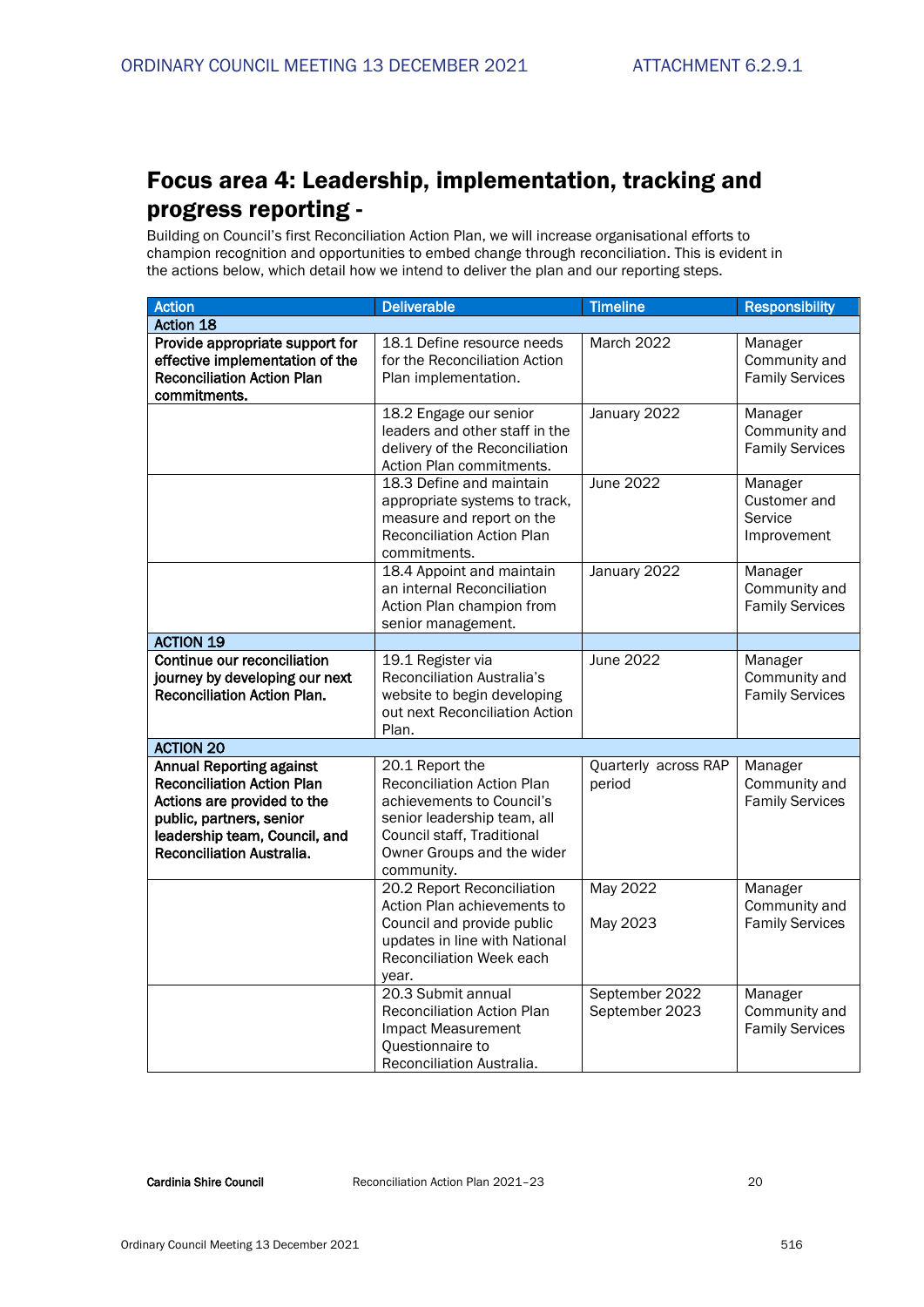## Focus area 4: Leadership, implementation, tracking and progress reporting -

Building on Council's first Reconciliation Action Plan, we will increase organisational efforts to champion recognition and opportunities to embed change through reconciliation. This is evident in the actions below, which detail how we intend to deliver the plan and our reporting steps.

| Action | Deliverable | Timeline | Responsibility |
|---|---|---|---|
| **Action 18** | | | |
| **Provide appropriate support for effective implementation of the Reconciliation Action Plan commitments.** | 18.1 Define resource needs for the Reconciliation Action Plan implementation. | March 2022 | Manager Community and Family Services |
| | 18.2 Engage our senior leaders and other staff in the delivery of the Reconciliation Action Plan commitments. | January 2022 | Manager Community and Family Services |
| | 18.3 Define and maintain appropriate systems to track, measure and report on the Reconciliation Action Plan commitments. | June 2022 | Manager Customer and Service Improvement |
| | 18.4 Appoint and maintain an internal Reconciliation Action Plan champion from senior management. | January 2022 | Manager Community and Family Services |
| **ACTION 19** | | | |
| **Continue our reconciliation journey by developing our next Reconciliation Action Plan.** | 19.1 Register via Reconciliation Australia's website to begin developing out next Reconciliation Action Plan. | June 2022 | Manager Community and Family Services |
| **ACTION 20** | | | |
| **Annual Reporting against Reconciliation Action Plan Actions are provided to the public, partners, senior leadership team, Council, and Reconciliation Australia.** | 20.1 Report the Reconciliation Action Plan achievements to Council's senior leadership team, all Council staff, Traditional Owner Groups and the wider community. | Quarterly across RAP period | Manager Community and Family Services |
| | 20.2 Report Reconciliation Action Plan achievements to Council and provide public updates in line with National Reconciliation Week each year. | May 2022<br>May 2023 | Manager Community and Family Services |
| | 20.3 Submit annual Reconciliation Action Plan Impact Measurement Questionnaire to Reconciliation Australia. | September 2022<br>September 2023 | Manager Community and Family Services |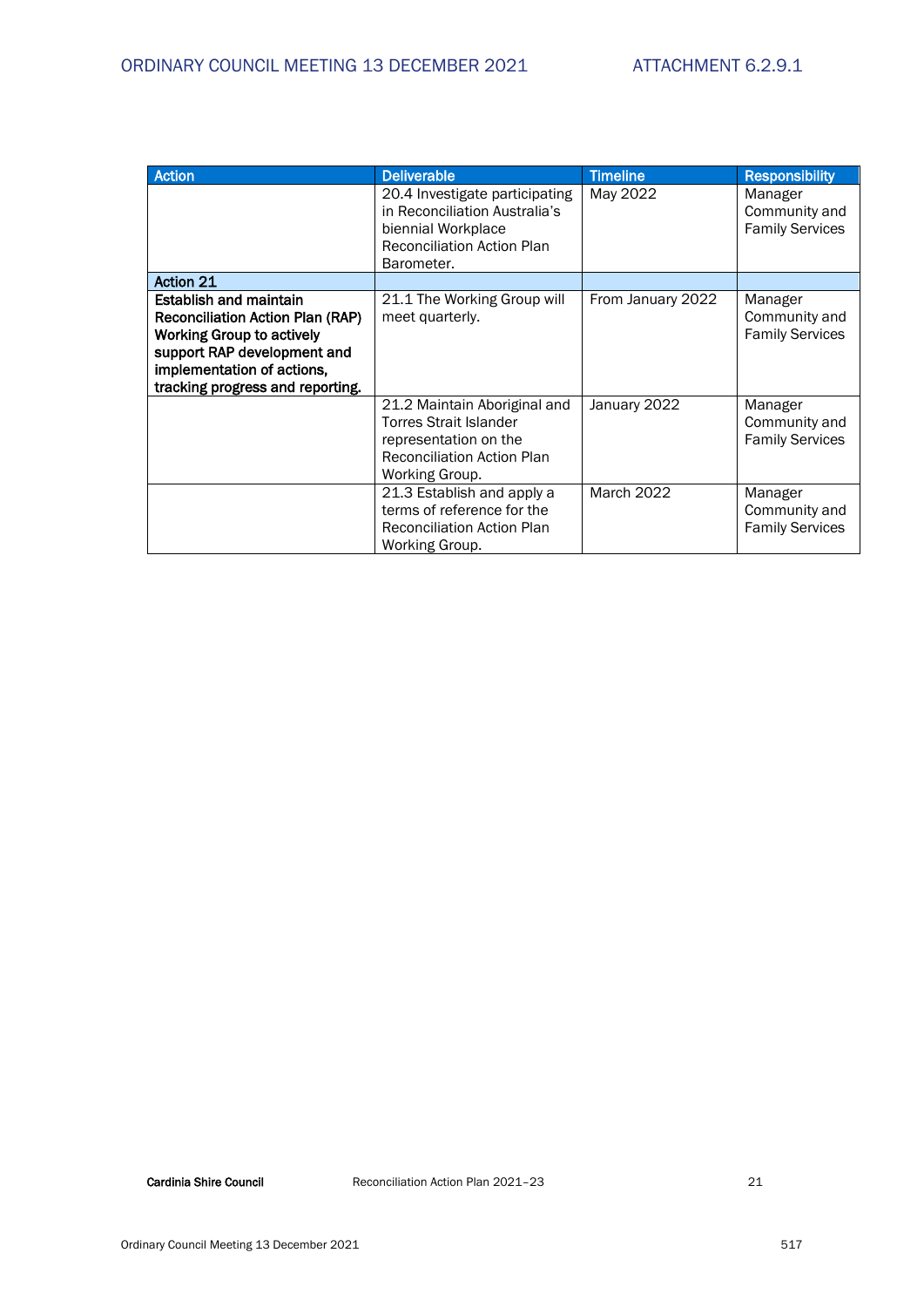| Action | Deliverable | Timeline | Responsibility |
| --- | --- | --- | --- |
| | 20.4 Investigate participating in Reconciliation Australia's biennial Workplace Reconciliation Action Plan Barometer. | May 2022 | Manager Community and Family Services |
| **Action 21** | | | |
| **Establish and maintain Reconciliation Action Plan (RAP) Working Group to actively support RAP development and implementation of actions, tracking progress and reporting.** | 21.1 The Working Group will meet quarterly. | From January 2022 | Manager Community and Family Services |
| | 21.2 Maintain Aboriginal and Torres Strait Islander representation on the Reconciliation Action Plan Working Group. | January 2022 | Manager Community and Family Services |
| | 21.3 Establish and apply a terms of reference for the Reconciliation Action Plan Working Group. | March 2022 | Manager Community and Family Services |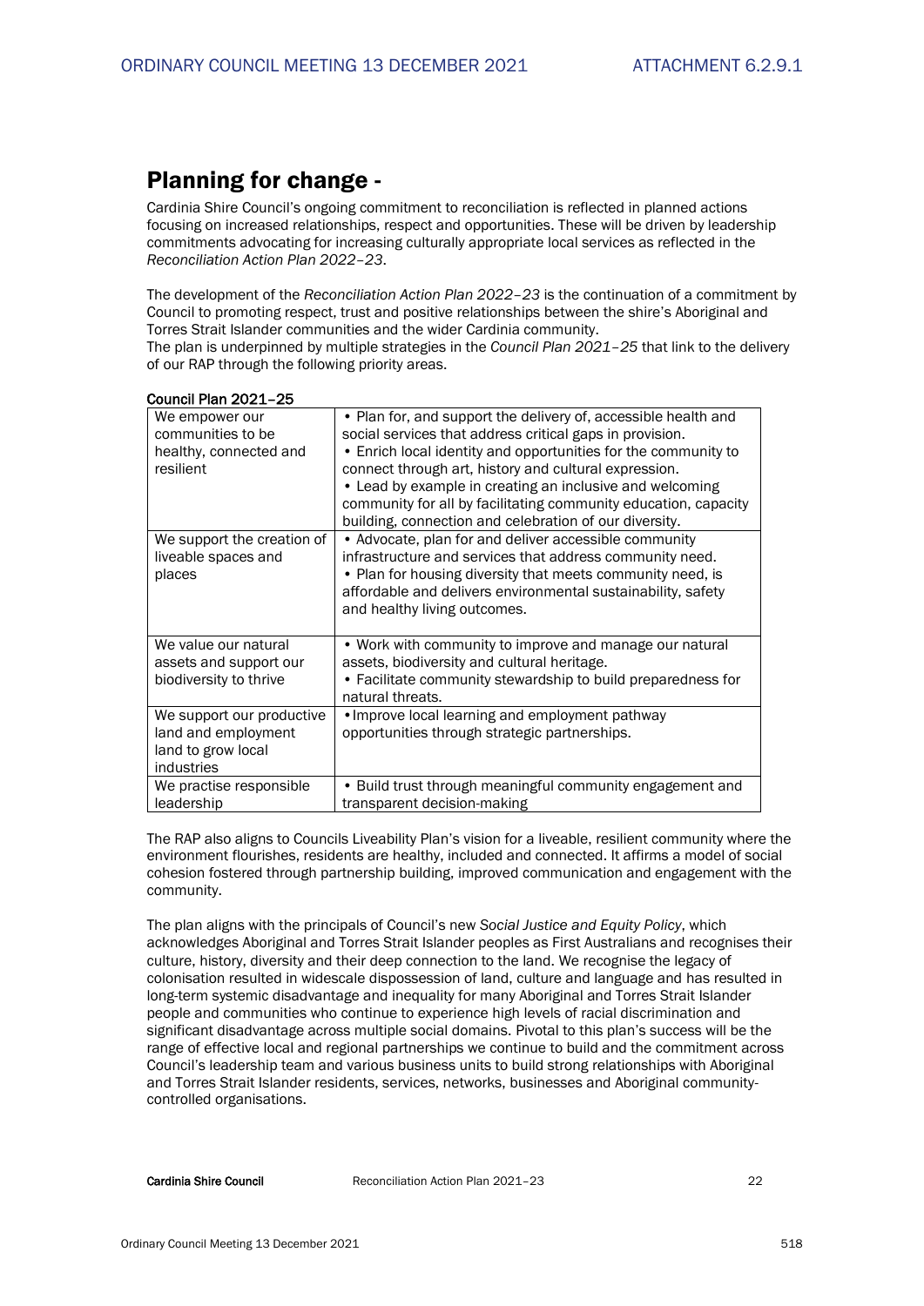## Planning for change -

Cardinia Shire Council's ongoing commitment to reconciliation is reflected in planned actions focusing on increased relationships, respect and opportunities. These will be driven by leadership commitments advocating for increasing culturally appropriate local services as reflected in the *Reconciliation Action Plan 2022–23*.

The development of the *Reconciliation Action Plan 2022–23* is the continuation of a commitment by Council to promoting respect, trust and positive relationships between the shire's Aboriginal and Torres Strait Islander communities and the wider Cardinia community.
The plan is underpinned by multiple strategies in the *Council Plan 2021–25* that link to the delivery of our RAP through the following priority areas.

**Council Plan 2021–25**

| | |
|---|---|
| We empower our communities to be healthy, connected and resilient | • Plan for, and support the delivery of, accessible health and social services that address critical gaps in provision.<br>• Enrich local identity and opportunities for the community to connect through art, history and cultural expression.<br>• Lead by example in creating an inclusive and welcoming community for all by facilitating community education, capacity building, connection and celebration of our diversity. |
| We support the creation of liveable spaces and places | • Advocate, plan for and deliver accessible community infrastructure and services that address community need.<br>• Plan for housing diversity that meets community need, is affordable and delivers environmental sustainability, safety and healthy living outcomes. |
| We value our natural assets and support our biodiversity to thrive | • Work with community to improve and manage our natural assets, biodiversity and cultural heritage.<br>• Facilitate community stewardship to build preparedness for natural threats. |
| We support our productive land and employment land to grow local industries | • Improve local learning and employment pathway opportunities through strategic partnerships. |
| We practise responsible leadership | • Build trust through meaningful community engagement and transparent decision-making |

The RAP also aligns to Councils Liveability Plan's vision for a liveable, resilient community where the environment flourishes, residents are healthy, included and connected. It affirms a model of social cohesion fostered through partnership building, improved communication and engagement with the community.

The plan aligns with the principals of Council's new *Social Justice and Equity Policy*, which acknowledges Aboriginal and Torres Strait Islander peoples as First Australians and recognises their culture, history, diversity and their deep connection to the land. We recognise the legacy of colonisation resulted in widescale dispossession of land, culture and language and has resulted in long-term systemic disadvantage and inequality for many Aboriginal and Torres Strait Islander people and communities who continue to experience high levels of racial discrimination and significant disadvantage across multiple social domains. Pivotal to this plan's success will be the range of effective local and regional partnerships we continue to build and the commitment across Council's leadership team and various business units to build strong relationships with Aboriginal and Torres Strait Islander residents, services, networks, businesses and Aboriginal community-controlled organisations.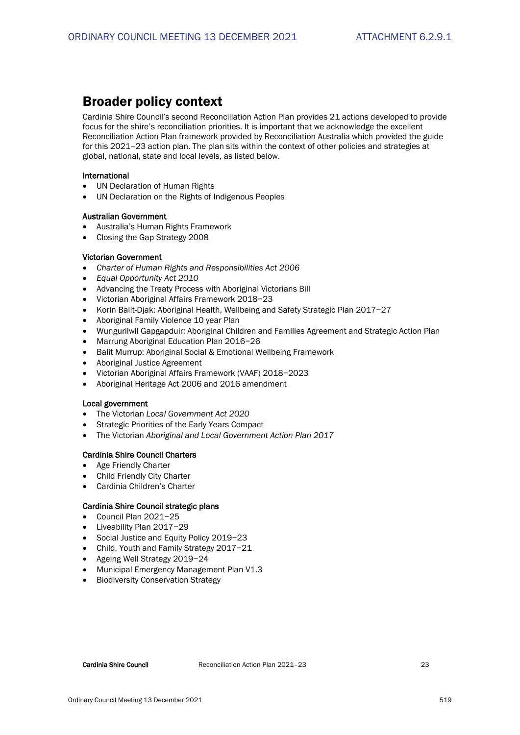## Broader policy context

Cardinia Shire Council's second Reconciliation Action Plan provides 21 actions developed to provide focus for the shire's reconciliation priorities. It is important that we acknowledge the excellent Reconciliation Action Plan framework provided by Reconciliation Australia which provided the guide for this 2021–23 action plan. The plan sits within the context of other policies and strategies at global, national, state and local levels, as listed below.

### International

- UN Declaration of Human Rights
- UN Declaration on the Rights of Indigenous Peoples

### Australian Government

- Australia's Human Rights Framework
- Closing the Gap Strategy 2008

### Victorian Government

- *Charter of Human Rights and Responsibilities Act 2006*
- *Equal Opportunity Act 2010*
- Advancing the Treaty Process with Aboriginal Victorians Bill
- Victorian Aboriginal Affairs Framework 2018−23
- Korin Balit-Djak: Aboriginal Health, Wellbeing and Safety Strategic Plan 2017−27
- Aboriginal Family Violence 10 year Plan
- Wungurilwil Gapgapduir: Aboriginal Children and Families Agreement and Strategic Action Plan
- Marrung Aboriginal Education Plan 2016−26
- Balit Murrup: Aboriginal Social & Emotional Wellbeing Framework
- Aboriginal Justice Agreement
- Victorian Aboriginal Affairs Framework (VAAF) 2018−2023
- Aboriginal Heritage Act 2006 and 2016 amendment

### Local government

- The Victorian *Local Government Act 2020*
- Strategic Priorities of the Early Years Compact
- The Victorian *Aboriginal and Local Government Action Plan 2017*

### Cardinia Shire Council Charters

- Age Friendly Charter
- Child Friendly City Charter
- Cardinia Children's Charter

### Cardinia Shire Council strategic plans

- Council Plan 2021−25
- Liveability Plan 2017−29
- Social Justice and Equity Policy 2019−23
- Child, Youth and Family Strategy 2017−21
- Ageing Well Strategy 2019−24
- Municipal Emergency Management Plan V1.3
- Biodiversity Conservation Strategy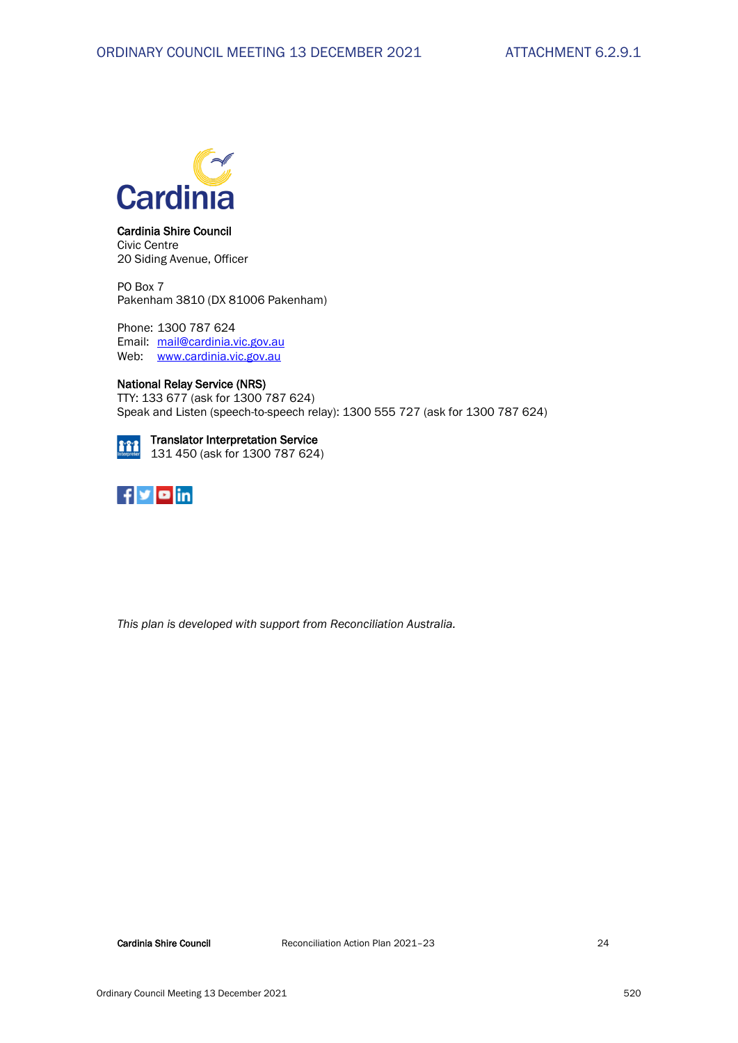Cardinia

**Cardinia Shire Council**
Civic Centre
20 Siding Avenue, Officer

PO Box 7
Pakenham 3810 (DX 81006 Pakenham)

Phone: 1300 787 624
Email: mail@cardinia.vic.gov.au
Web: www.cardinia.vic.gov.au

**National Relay Service (NRS)**
TTY: 133 677 (ask for 1300 787 624)
Speak and Listen (speech-to-speech relay): 1300 555 727 (ask for 1300 787 624)

**Translator Interpretation Service**
131 450 (ask for 1300 787 624)

*This plan is developed with support from Reconciliation Australia.*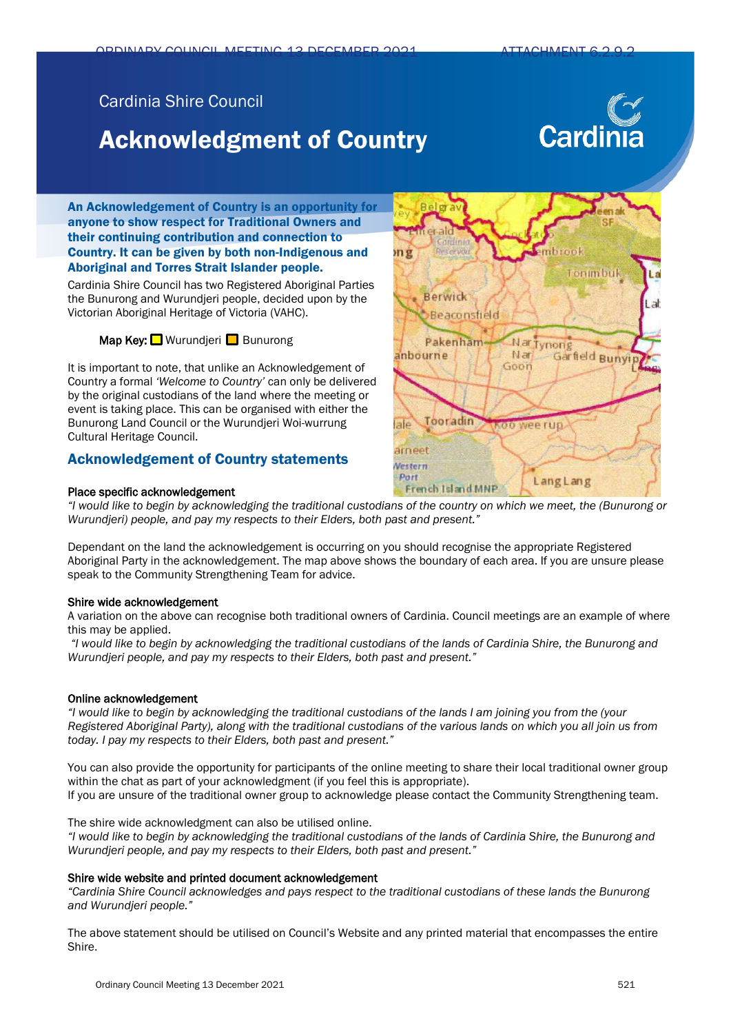Cardinia Shire Council

# Acknowledgment of Country

**An Acknowledgement of Country is an opportunity for anyone to show respect for Traditional Owners and their continuing contribution and connection to Country. It can be given by both non-Indigenous and Aboriginal and Torres Strait Islander people.**

Cardinia Shire Council has two Registered Aboriginal Parties the Bunurong and Wurundjeri people, decided upon by the Victorian Aboriginal Heritage of Victoria (VAHC).

Map Key: Wurundjeri Bunurong

It is important to note, that unlike an Acknowledgement of Country a formal *'Welcome to Country'* can only be delivered by the original custodians of the land where the meeting or event is taking place. This can be organised with either the Bunurong Land Council or the Wurundjeri Woi-wurrung Cultural Heritage Council.

## Acknowledgement of Country statements

### Place specific acknowledgement

*"I would like to begin by acknowledging the traditional custodians of the country on which we meet, the (Bunurong or Wurundjeri) people, and pay my respects to their Elders, both past and present."*

Dependant on the land the acknowledgement is occurring on you should recognise the appropriate Registered Aboriginal Party in the acknowledgement. The map above shows the boundary of each area. If you are unsure please speak to the Community Strengthening Team for advice.

### Shire wide acknowledgement

A variation on the above can recognise both traditional owners of Cardinia. Council meetings are an example of where this may be applied.

*"I would like to begin by acknowledging the traditional custodians of the lands of Cardinia Shire, the Bunurong and Wurundjeri people, and pay my respects to their Elders, both past and present."*

### Online acknowledgement

*"I would like to begin by acknowledging the traditional custodians of the lands I am joining you from the (your Registered Aboriginal Party), along with the traditional custodians of the various lands on which you all join us from today. I pay my respects to their Elders, both past and present."*

You can also provide the opportunity for participants of the online meeting to share their local traditional owner group within the chat as part of your acknowledgment (if you feel this is appropriate).

If you are unsure of the traditional owner group to acknowledge please contact the Community Strengthening team.

The shire wide acknowledgment can also be utilised online.

*"I would like to begin by acknowledging the traditional custodians of the lands of Cardinia Shire, the Bunurong and Wurundjeri people, and pay my respects to their Elders, both past and present."*

### Shire wide website and printed document acknowledgement

*"Cardinia Shire Council acknowledges and pays respect to the traditional custodians of these lands the Bunurong and Wurundjeri people."*

The above statement should be utilised on Council's Website and any printed material that encompasses the entire Shire.